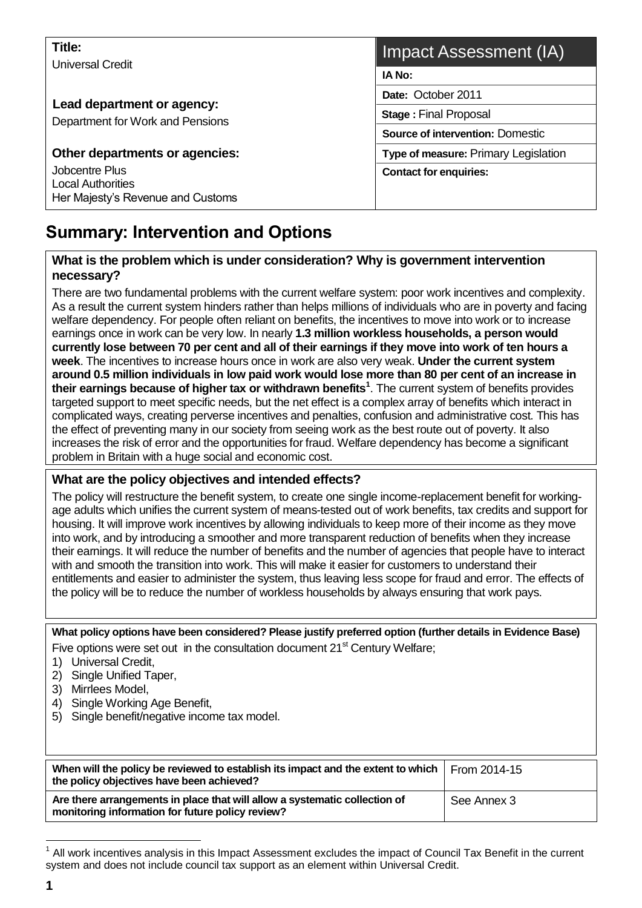| **Title:** Universal Credit | **Impact Assessment (IA)** |
|---|---|
| | **IA No:** |
| **Lead department or agency:** Department for Work and Pensions | **Date:** October 2011 |
| | **Stage :** Final Proposal |
| | **Source of intervention:** Domestic |
| **Other departments or agencies:** Jobcentre Plus, Local Authorities, Her Majesty's Revenue and Customs | **Type of measure:** Primary Legislation |
| | **Contact for enquiries:** |

## Summary: Intervention and Options

### What is the problem which is under consideration? Why is government intervention necessary?

There are two fundamental problems with the current welfare system: poor work incentives and complexity. As a result the current system hinders rather than helps millions of individuals who are in poverty and facing welfare dependency. For people often reliant on benefits, the incentives to move into work or to increase earnings once in work can be very low. In nearly **1.3 million workless households, a person would currently lose between 70 per cent and all of their earnings if they move into work of ten hours a week**. The incentives to increase hours once in work are also very weak. **Under the current system around 0.5 million individuals in low paid work would lose more than 80 per cent of an increase in their earnings because of higher tax or withdrawn benefits**[1]. The current system of benefits provides targeted support to meet specific needs, but the net effect is a complex array of benefits which interact in complicated ways, creating perverse incentives and penalties, confusion and administrative cost. This has the effect of preventing many in our society from seeing work as the best route out of poverty. It also increases the risk of error and the opportunities for fraud. Welfare dependency has become a significant problem in Britain with a huge social and economic cost.

### What are the policy objectives and intended effects?

The policy will restructure the benefit system, to create one single income-replacement benefit for working-age adults which unifies the current system of means-tested out of work benefits, tax credits and support for housing. It will improve work incentives by allowing individuals to keep more of their income as they move into work, and by introducing a smoother and more transparent reduction of benefits when they increase their earnings. It will reduce the number of benefits and the number of agencies that people have to interact with and smooth the transition into work. This will make it easier for customers to understand their entitlements and easier to administer the system, thus leaving less scope for fraud and error. The effects of the policy will be to reduce the number of workless households by always ensuring that work pays.

### What policy options have been considered? Please justify preferred option (further details in Evidence Base)

Five options were set out in the consultation document 21st Century Welfare;

1) Universal Credit,
2) Single Unified Taper,
3) Mirrlees Model,
4) Single Working Age Benefit,
5) Single benefit/negative income tax model.

| | |
|---|---|
| **When will the policy be reviewed to establish its impact and the extent to which the policy objectives have been achieved?** | From 2014-15 |
| **Are there arrangements in place that will allow a systematic collection of monitoring information for future policy review?** | See Annex 3 |

[1] All work incentives analysis in this Impact Assessment excludes the impact of Council Tax Benefit in the current system and does not include council tax support as an element within Universal Credit.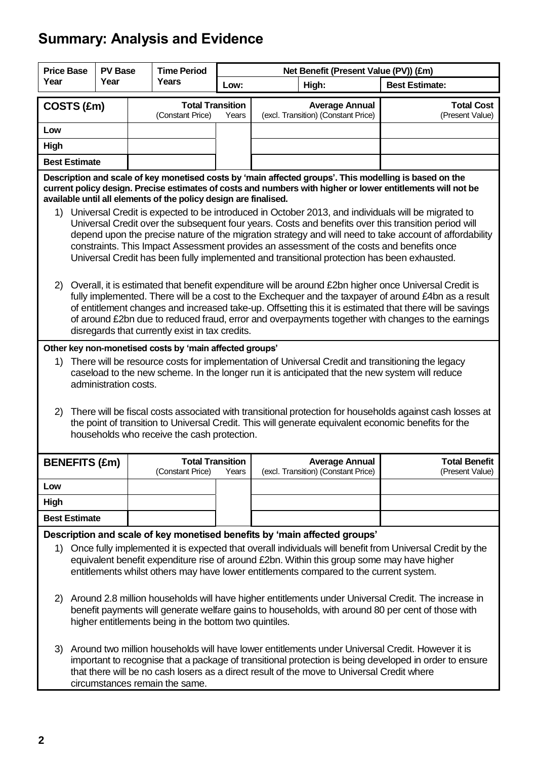## Summary: Analysis and Evidence

| Price Base Year | PV Base Year | Time Period Years | Net Benefit (Present Value (PV)) (£m) | | |
|---|---|---|---|---|---|
| | | | Low: | High: | Best Estimate: |

| COSTS (£m) | Total Transition (Constant Price) | Years | Average Annual (excl. Transition) (Constant Price) | Total Cost (Present Value) |
|---|---|---|---|---|
| Low | | | | |
| High | | | | |
| Best Estimate | | | | |

**Description and scale of key monetised costs by 'main affected groups'. This modelling is based on the current policy design. Precise estimates of costs and numbers with higher or lower entitlements will not be available until all elements of the policy design are finalised.**

1) Universal Credit is expected to be introduced in October 2013, and individuals will be migrated to Universal Credit over the subsequent four years. Costs and benefits over this transition period will depend upon the precise nature of the migration strategy and will need to take account of affordability constraints. This Impact Assessment provides an assessment of the costs and benefits once Universal Credit has been fully implemented and transitional protection has been exhausted.

2) Overall, it is estimated that benefit expenditure will be around £2bn higher once Universal Credit is fully implemented. There will be a cost to the Exchequer and the taxpayer of around £4bn as a result of entitlement changes and increased take-up. Offsetting this it is estimated that there will be savings of around £2bn due to reduced fraud, error and overpayments together with changes to the earnings disregards that currently exist in tax credits.

**Other key non-monetised costs by 'main affected groups'**

1) There will be resource costs for implementation of Universal Credit and transitioning the legacy caseload to the new scheme. In the longer run it is anticipated that the new system will reduce administration costs.

2) There will be fiscal costs associated with transitional protection for households against cash losses at the point of transition to Universal Credit. This will generate equivalent economic benefits for the households who receive the cash protection.

| BENEFITS (£m) | Total Transition (Constant Price) | Years | Average Annual (excl. Transition) (Constant Price) | Total Benefit (Present Value) |
|---|---|---|---|---|
| Low | | | | |
| High | | | | |
| Best Estimate | | | | |

**Description and scale of key monetised benefits by 'main affected groups'**

1) Once fully implemented it is expected that overall individuals will benefit from Universal Credit by the equivalent benefit expenditure rise of around £2bn. Within this group some may have higher entitlements whilst others may have lower entitlements compared to the current system.

2) Around 2.8 million households will have higher entitlements under Universal Credit. The increase in benefit payments will generate welfare gains to households, with around 80 per cent of those with higher entitlements being in the bottom two quintiles.

3) Around two million households will have lower entitlements under Universal Credit. However it is important to recognise that a package of transitional protection is being developed in order to ensure that there will be no cash losers as a direct result of the move to Universal Credit where circumstances remain the same.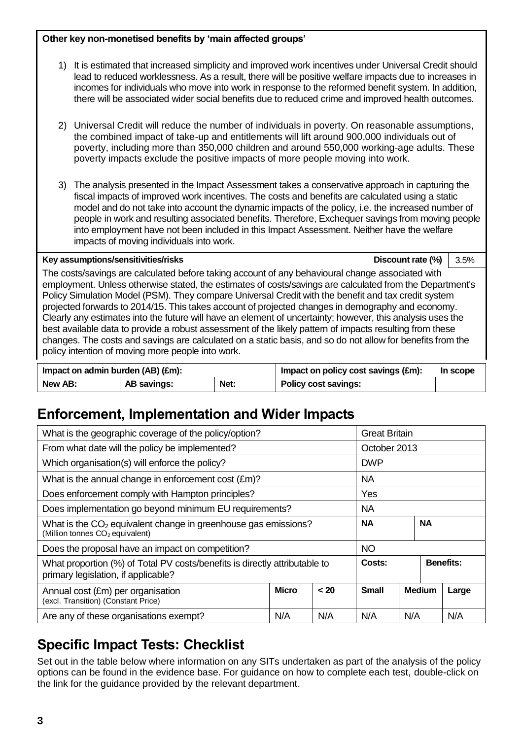**Other key non-monetised benefits by 'main affected groups'**

1) It is estimated that increased simplicity and improved work incentives under Universal Credit should lead to reduced worklessness. As a result, there will be positive welfare impacts due to increases in incomes for individuals who move into work in response to the reformed benefit system. In addition, there will be associated wider social benefits due to reduced crime and improved health outcomes.

2) Universal Credit will reduce the number of individuals in poverty. On reasonable assumptions, the combined impact of take-up and entitlements will lift around 900,000 individuals out of poverty, including more than 350,000 children and around 550,000 working-age adults. These poverty impacts exclude the positive impacts of more people moving into work.

3) The analysis presented in the Impact Assessment takes a conservative approach in capturing the fiscal impacts of improved work incentives. The costs and benefits are calculated using a static model and do not take into account the dynamic impacts of the policy, i.e. the increased number of people in work and resulting associated benefits. Therefore, Exchequer savings from moving people into employment have not been included in this Impact Assessment. Neither have the welfare impacts of moving individuals into work.

| **Key assumptions/sensitivities/risks** | **Discount rate (%)** | 3.5% |
|---|---|---|

The costs/savings are calculated before taking account of any behavioural change associated with employment. Unless otherwise stated, the estimates of costs/savings are calculated from the Department's Policy Simulation Model (PSM). They compare Universal Credit with the benefit and tax credit system projected forwards to 2014/15. This takes account of projected changes in demography and economy. Clearly any estimates into the future will have an element of uncertainty; however, this analysis uses the best available data to provide a robust assessment of the likely pattern of impacts resulting from these changes. The costs and savings are calculated on a static basis, and so do not allow for benefits from the policy intention of moving more people into work.

| **Impact on admin burden (AB) (£m):** | | | **Impact on policy cost savings (£m):** | **In scope** |
|---|---|---|---|---|
| **New AB:** | **AB savings:** | **Net:** | **Policy cost savings:** | |

## Enforcement, Implementation and Wider Impacts

| | | | | | |
|---|---|---|---|---|---|
| What is the geographic coverage of the policy/option? | | | Great Britain | | |
| From what date will the policy be implemented? | | | October 2013 | | |
| Which organisation(s) will enforce the policy? | | | DWP | | |
| What is the annual change in enforcement cost (£m)? | | | NA | | |
| Does enforcement comply with Hampton principles? | | | Yes | | |
| Does implementation go beyond minimum EU requirements? | | | NA | | |
| What is the $CO_2$ equivalent change in greenhouse gas emissions? (Million tonnes $CO_2$ equivalent) | | | **NA** | **NA** | |
| Does the proposal have an impact on competition? | | | NO | | |
| What proportion (%) of Total PV costs/benefits is directly attributable to primary legislation, if applicable? | | | **Costs:** | **Benefits:** | |
| Annual cost (£m) per organisation (excl. Transition) (Constant Price) | **Micro** | **< 20** | **Small** | **Medium** | **Large** |
| Are any of these organisations exempt? | N/A | N/A | N/A | N/A | N/A |

## Specific Impact Tests: Checklist

Set out in the table below where information on any SITs undertaken as part of the analysis of the policy options can be found in the evidence base. For guidance on how to complete each test, double-click on the link for the guidance provided by the relevant department.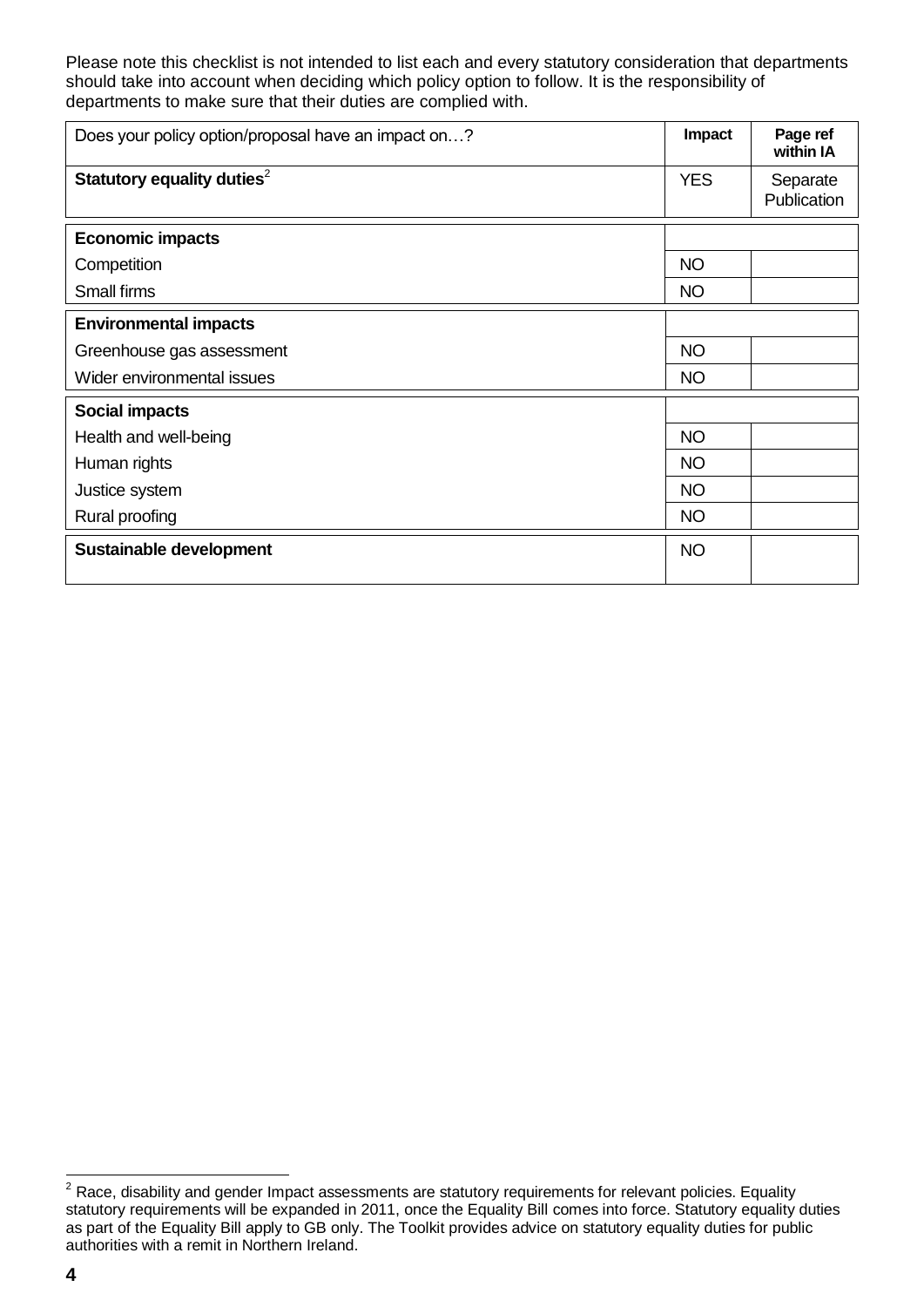Please note this checklist is not intended to list each and every statutory consideration that departments should take into account when deciding which policy option to follow. It is the responsibility of departments to make sure that their duties are complied with.

| Does your policy option/proposal have an impact on…? | Impact | Page ref within IA |
|---|---|---|
| **Statutory equality duties**[2] | YES | Separate Publication |
| **Economic impacts** | | |
| Competition | NO | |
| Small firms | NO | |
| **Environmental impacts** | | |
| Greenhouse gas assessment | NO | |
| Wider environmental issues | NO | |
| **Social impacts** | | |
| Health and well-being | NO | |
| Human rights | NO | |
| Justice system | NO | |
| Rural proofing | NO | |
| **Sustainable development** | NO | |

[2] Race, disability and gender Impact assessments are statutory requirements for relevant policies. Equality statutory requirements will be expanded in 2011, once the Equality Bill comes into force. Statutory equality duties as part of the Equality Bill apply to GB only. The Toolkit provides advice on statutory equality duties for public authorities with a remit in Northern Ireland.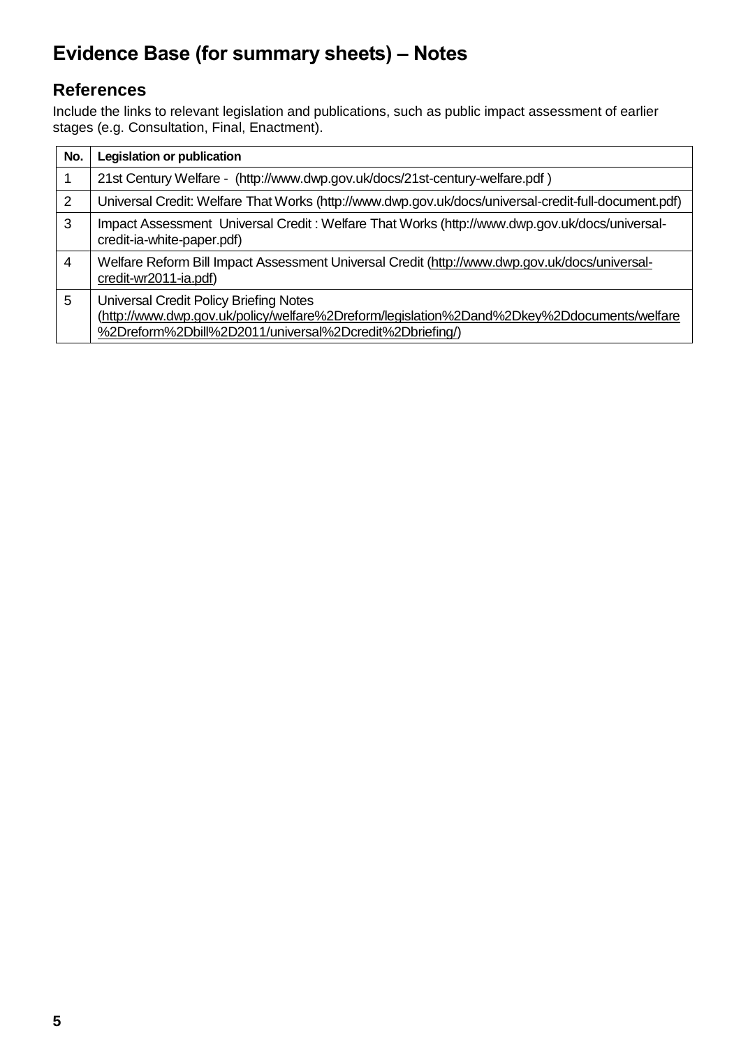# Evidence Base (for summary sheets) – Notes

## References

Include the links to relevant legislation and publications, such as public impact assessment of earlier stages (e.g. Consultation, Final, Enactment).

| No. | Legislation or publication |
|---|---|
| 1 | 21st Century Welfare - (http://www.dwp.gov.uk/docs/21st-century-welfare.pdf ) |
| 2 | Universal Credit: Welfare That Works (http://www.dwp.gov.uk/docs/universal-credit-full-document.pdf) |
| 3 | Impact Assessment Universal Credit : Welfare That Works (http://www.dwp.gov.uk/docs/universal-credit-ia-white-paper.pdf) |
| 4 | Welfare Reform Bill Impact Assessment Universal Credit (http://www.dwp.gov.uk/docs/universal-credit-wr2011-ia.pdf) |
| 5 | Universal Credit Policy Briefing Notes (http://www.dwp.gov.uk/policy/welfare%2Dreform/legislation%2Dand%2Dkey%2Ddocuments/welfare%2Dreform%2Dbill%2D2011/universal%2Dcredit%2Dbriefing/) |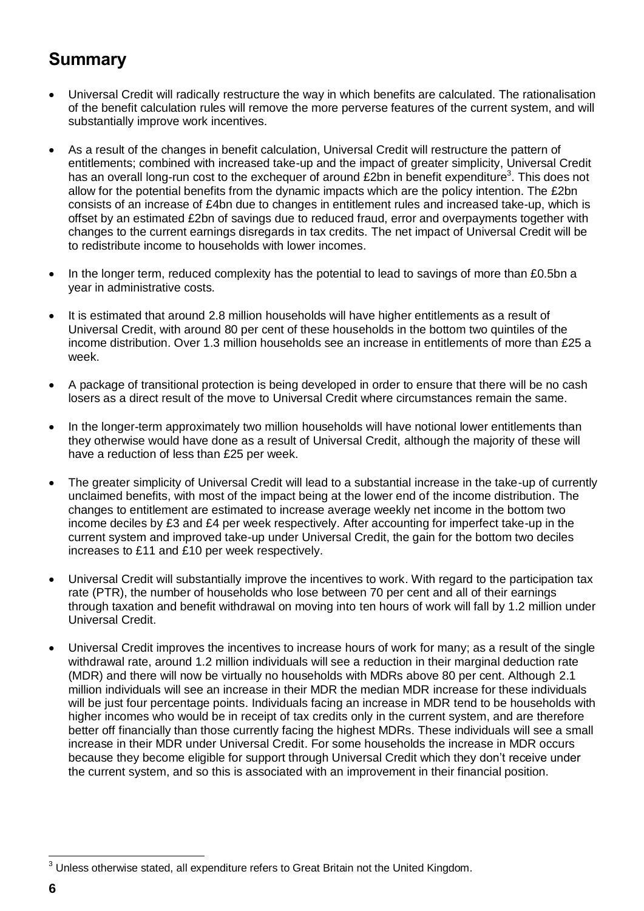## Summary

- Universal Credit will radically restructure the way in which benefits are calculated. The rationalisation of the benefit calculation rules will remove the more perverse features of the current system, and will substantially improve work incentives.
- As a result of the changes in benefit calculation, Universal Credit will restructure the pattern of entitlements; combined with increased take-up and the impact of greater simplicity, Universal Credit has an overall long-run cost to the exchequer of around £2bn in benefit expenditure[3]. This does not allow for the potential benefits from the dynamic impacts which are the policy intention. The £2bn consists of an increase of £4bn due to changes in entitlement rules and increased take-up, which is offset by an estimated £2bn of savings due to reduced fraud, error and overpayments together with changes to the current earnings disregards in tax credits. The net impact of Universal Credit will be to redistribute income to households with lower incomes.
- In the longer term, reduced complexity has the potential to lead to savings of more than £0.5bn a year in administrative costs.
- It is estimated that around 2.8 million households will have higher entitlements as a result of Universal Credit, with around 80 per cent of these households in the bottom two quintiles of the income distribution. Over 1.3 million households see an increase in entitlements of more than £25 a week.
- A package of transitional protection is being developed in order to ensure that there will be no cash losers as a direct result of the move to Universal Credit where circumstances remain the same.
- In the longer-term approximately two million households will have notional lower entitlements than they otherwise would have done as a result of Universal Credit, although the majority of these will have a reduction of less than £25 per week.
- The greater simplicity of Universal Credit will lead to a substantial increase in the take-up of currently unclaimed benefits, with most of the impact being at the lower end of the income distribution. The changes to entitlement are estimated to increase average weekly net income in the bottom two income deciles by £3 and £4 per week respectively. After accounting for imperfect take-up in the current system and improved take-up under Universal Credit, the gain for the bottom two deciles increases to £11 and £10 per week respectively.
- Universal Credit will substantially improve the incentives to work. With regard to the participation tax rate (PTR), the number of households who lose between 70 per cent and all of their earnings through taxation and benefit withdrawal on moving into ten hours of work will fall by 1.2 million under Universal Credit.
- Universal Credit improves the incentives to increase hours of work for many; as a result of the single withdrawal rate, around 1.2 million individuals will see a reduction in their marginal deduction rate (MDR) and there will now be virtually no households with MDRs above 80 per cent. Although 2.1 million individuals will see an increase in their MDR the median MDR increase for these individuals will be just four percentage points. Individuals facing an increase in MDR tend to be households with higher incomes who would be in receipt of tax credits only in the current system, and are therefore better off financially than those currently facing the highest MDRs. These individuals will see a small increase in their MDR under Universal Credit. For some households the increase in MDR occurs because they become eligible for support through Universal Credit which they don't receive under the current system, and so this is associated with an improvement in their financial position.

[3] Unless otherwise stated, all expenditure refers to Great Britain not the United Kingdom.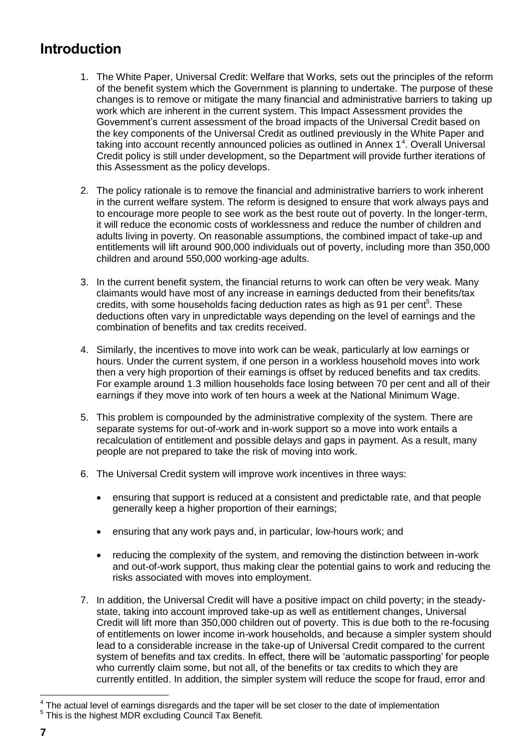## Introduction

1. The White Paper, Universal Credit: Welfare that Works*,* sets out the principles of the reform of the benefit system which the Government is planning to undertake. The purpose of these changes is to remove or mitigate the many financial and administrative barriers to taking up work which are inherent in the current system. This Impact Assessment provides the Government's current assessment of the broad impacts of the Universal Credit based on the key components of the Universal Credit as outlined previously in the White Paper and taking into account recently announced policies as outlined in Annex 1[4]. Overall Universal Credit policy is still under development, so the Department will provide further iterations of this Assessment as the policy develops.

2. The policy rationale is to remove the financial and administrative barriers to work inherent in the current welfare system. The reform is designed to ensure that work always pays and to encourage more people to see work as the best route out of poverty. In the longer-term, it will reduce the economic costs of worklessness and reduce the number of children and adults living in poverty. On reasonable assumptions, the combined impact of take-up and entitlements will lift around 900,000 individuals out of poverty, including more than 350,000 children and around 550,000 working-age adults.

3. In the current benefit system, the financial returns to work can often be very weak. Many claimants would have most of any increase in earnings deducted from their benefits/tax credits, with some households facing deduction rates as high as 91 per cent[5]. These deductions often vary in unpredictable ways depending on the level of earnings and the combination of benefits and tax credits received.

4. Similarly, the incentives to move into work can be weak, particularly at low earnings or hours. Under the current system, if one person in a workless household moves into work then a very high proportion of their earnings is offset by reduced benefits and tax credits. For example around 1.3 million households face losing between 70 per cent and all of their earnings if they move into work of ten hours a week at the National Minimum Wage.

5. This problem is compounded by the administrative complexity of the system. There are separate systems for out-of-work and in-work support so a move into work entails a recalculation of entitlement and possible delays and gaps in payment. As a result, many people are not prepared to take the risk of moving into work.

6. The Universal Credit system will improve work incentives in three ways:

   - ensuring that support is reduced at a consistent and predictable rate, and that people generally keep a higher proportion of their earnings;

   - ensuring that any work pays and, in particular, low-hours work; and

   - reducing the complexity of the system, and removing the distinction between in-work and out-of-work support, thus making clear the potential gains to work and reducing the risks associated with moves into employment.

7. In addition, the Universal Credit will have a positive impact on child poverty; in the steady-state, taking into account improved take-up as well as entitlement changes, Universal Credit will lift more than 350,000 children out of poverty. This is due both to the re-focusing of entitlements on lower income in-work households, and because a simpler system should lead to a considerable increase in the take-up of Universal Credit compared to the current system of benefits and tax credits. In effect, there will be 'automatic passporting' for people who currently claim some, but not all, of the benefits or tax credits to which they are currently entitled. In addition, the simpler system will reduce the scope for fraud, error and

---

[4] The actual level of earnings disregards and the taper will be set closer to the date of implementation

[5] This is the highest MDR excluding Council Tax Benefit.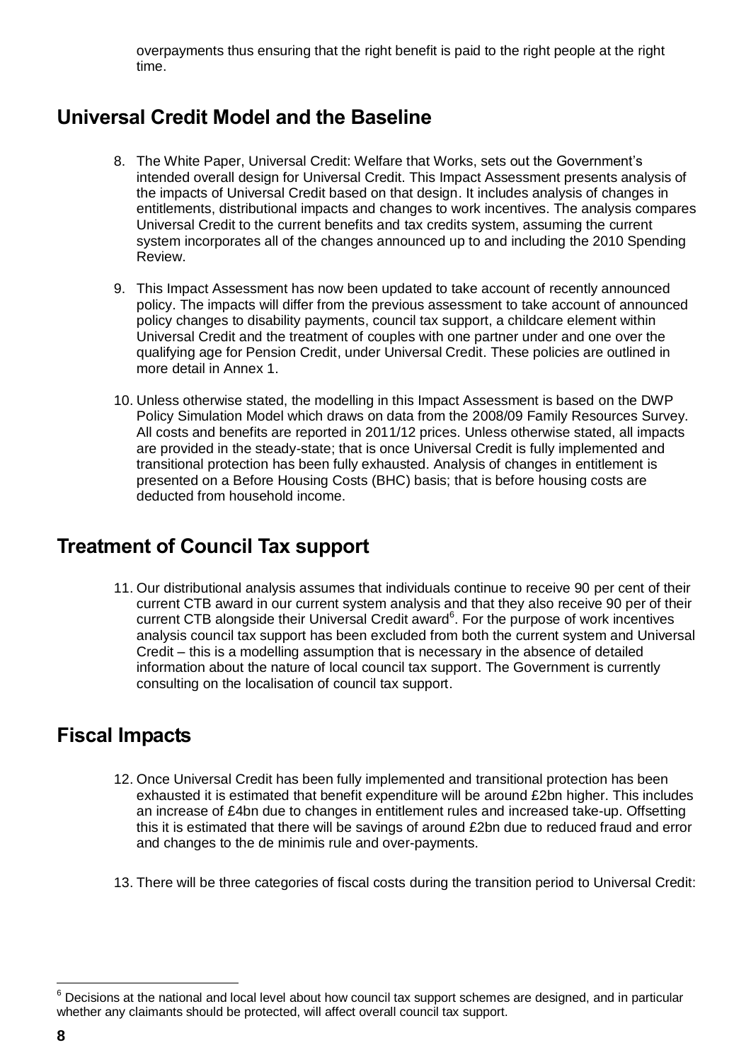overpayments thus ensuring that the right benefit is paid to the right people at the right time.

## Universal Credit Model and the Baseline

8. The White Paper, Universal Credit: Welfare that Works, sets out the Government's intended overall design for Universal Credit. This Impact Assessment presents analysis of the impacts of Universal Credit based on that design. It includes analysis of changes in entitlements, distributional impacts and changes to work incentives. The analysis compares Universal Credit to the current benefits and tax credits system, assuming the current system incorporates all of the changes announced up to and including the 2010 Spending Review.

9. This Impact Assessment has now been updated to take account of recently announced policy. The impacts will differ from the previous assessment to take account of announced policy changes to disability payments, council tax support, a childcare element within Universal Credit and the treatment of couples with one partner under and one over the qualifying age for Pension Credit, under Universal Credit. These policies are outlined in more detail in Annex 1.

10. Unless otherwise stated, the modelling in this Impact Assessment is based on the DWP Policy Simulation Model which draws on data from the 2008/09 Family Resources Survey. All costs and benefits are reported in 2011/12 prices. Unless otherwise stated, all impacts are provided in the steady-state; that is once Universal Credit is fully implemented and transitional protection has been fully exhausted. Analysis of changes in entitlement is presented on a Before Housing Costs (BHC) basis; that is before housing costs are deducted from household income.

## Treatment of Council Tax support

11. Our distributional analysis assumes that individuals continue to receive 90 per cent of their current CTB award in our current system analysis and that they also receive 90 per of their current CTB alongside their Universal Credit award[6]. For the purpose of work incentives analysis council tax support has been excluded from both the current system and Universal Credit – this is a modelling assumption that is necessary in the absence of detailed information about the nature of local council tax support. The Government is currently consulting on the localisation of council tax support.

## Fiscal Impacts

12. Once Universal Credit has been fully implemented and transitional protection has been exhausted it is estimated that benefit expenditure will be around £2bn higher. This includes an increase of £4bn due to changes in entitlement rules and increased take-up. Offsetting this it is estimated that there will be savings of around £2bn due to reduced fraud and error and changes to the de minimis rule and over-payments.

13. There will be three categories of fiscal costs during the transition period to Universal Credit:

[6] Decisions at the national and local level about how council tax support schemes are designed, and in particular whether any claimants should be protected, will affect overall council tax support.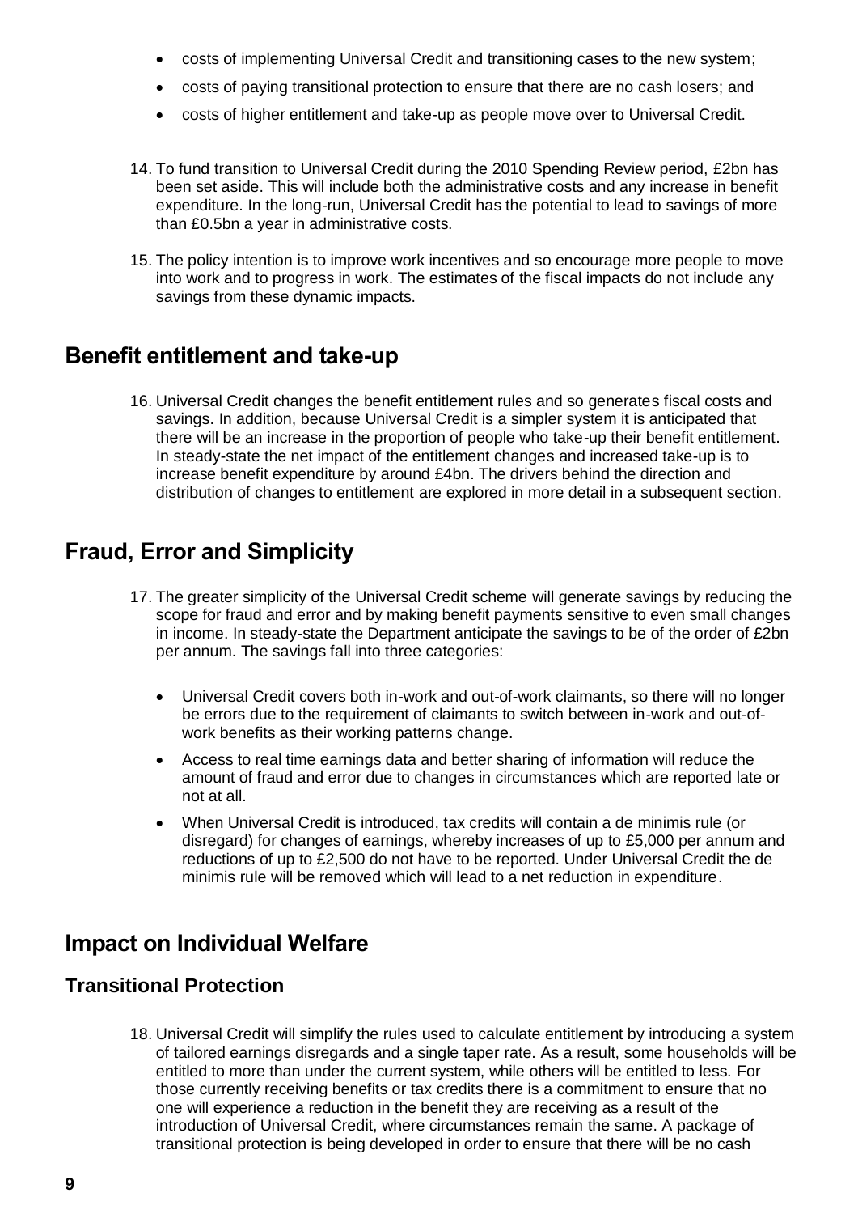- costs of implementing Universal Credit and transitioning cases to the new system;
- costs of paying transitional protection to ensure that there are no cash losers; and
- costs of higher entitlement and take-up as people move over to Universal Credit.

14. To fund transition to Universal Credit during the 2010 Spending Review period, £2bn has been set aside. This will include both the administrative costs and any increase in benefit expenditure. In the long-run, Universal Credit has the potential to lead to savings of more than £0.5bn a year in administrative costs.

15. The policy intention is to improve work incentives and so encourage more people to move into work and to progress in work. The estimates of the fiscal impacts do not include any savings from these dynamic impacts.

## Benefit entitlement and take-up

16. Universal Credit changes the benefit entitlement rules and so generates fiscal costs and savings. In addition, because Universal Credit is a simpler system it is anticipated that there will be an increase in the proportion of people who take-up their benefit entitlement. In steady-state the net impact of the entitlement changes and increased take-up is to increase benefit expenditure by around £4bn. The drivers behind the direction and distribution of changes to entitlement are explored in more detail in a subsequent section.

## Fraud, Error and Simplicity

17. The greater simplicity of the Universal Credit scheme will generate savings by reducing the scope for fraud and error and by making benefit payments sensitive to even small changes in income. In steady-state the Department anticipate the savings to be of the order of £2bn per annum. The savings fall into three categories:

    - Universal Credit covers both in-work and out-of-work claimants, so there will no longer be errors due to the requirement of claimants to switch between in-work and out-of-work benefits as their working patterns change.
    - Access to real time earnings data and better sharing of information will reduce the amount of fraud and error due to changes in circumstances which are reported late or not at all.
    - When Universal Credit is introduced, tax credits will contain a de minimis rule (or disregard) for changes of earnings, whereby increases of up to £5,000 per annum and reductions of up to £2,500 do not have to be reported. Under Universal Credit the de minimis rule will be removed which will lead to a net reduction in expenditure.

## Impact on Individual Welfare

### Transitional Protection

18. Universal Credit will simplify the rules used to calculate entitlement by introducing a system of tailored earnings disregards and a single taper rate. As a result, some households will be entitled to more than under the current system, while others will be entitled to less. For those currently receiving benefits or tax credits there is a commitment to ensure that no one will experience a reduction in the benefit they are receiving as a result of the introduction of Universal Credit, where circumstances remain the same. A package of transitional protection is being developed in order to ensure that there will be no cash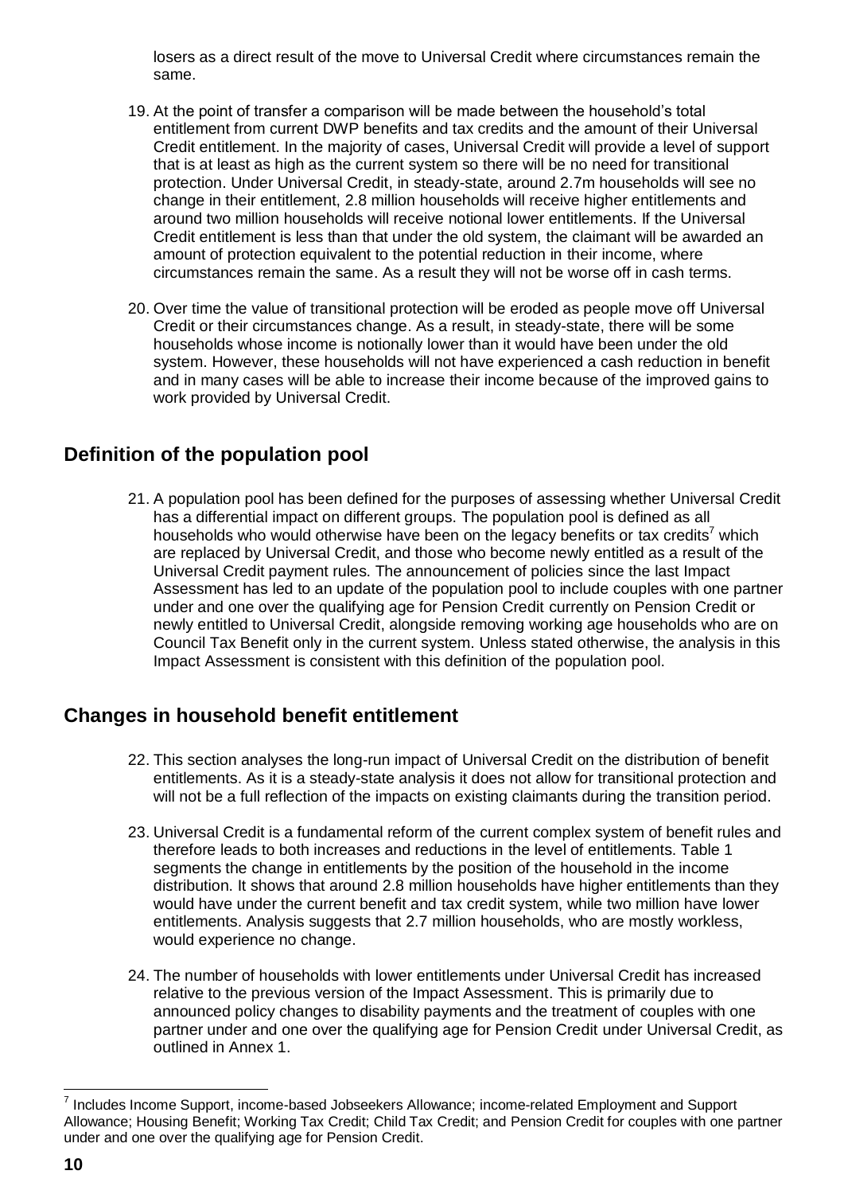losers as a direct result of the move to Universal Credit where circumstances remain the same.

19. At the point of transfer a comparison will be made between the household's total entitlement from current DWP benefits and tax credits and the amount of their Universal Credit entitlement. In the majority of cases, Universal Credit will provide a level of support that is at least as high as the current system so there will be no need for transitional protection. Under Universal Credit, in steady-state, around 2.7m households will see no change in their entitlement, 2.8 million households will receive higher entitlements and around two million households will receive notional lower entitlements. If the Universal Credit entitlement is less than that under the old system, the claimant will be awarded an amount of protection equivalent to the potential reduction in their income, where circumstances remain the same. As a result they will not be worse off in cash terms.

20. Over time the value of transitional protection will be eroded as people move off Universal Credit or their circumstances change. As a result, in steady-state, there will be some households whose income is notionally lower than it would have been under the old system. However, these households will not have experienced a cash reduction in benefit and in many cases will be able to increase their income because of the improved gains to work provided by Universal Credit.

## Definition of the population pool

21. A population pool has been defined for the purposes of assessing whether Universal Credit has a differential impact on different groups. The population pool is defined as all households who would otherwise have been on the legacy benefits or tax credits[7] which are replaced by Universal Credit, and those who become newly entitled as a result of the Universal Credit payment rules. The announcement of policies since the last Impact Assessment has led to an update of the population pool to include couples with one partner under and one over the qualifying age for Pension Credit currently on Pension Credit or newly entitled to Universal Credit, alongside removing working age households who are on Council Tax Benefit only in the current system. Unless stated otherwise, the analysis in this Impact Assessment is consistent with this definition of the population pool.

## Changes in household benefit entitlement

22. This section analyses the long-run impact of Universal Credit on the distribution of benefit entitlements. As it is a steady-state analysis it does not allow for transitional protection and will not be a full reflection of the impacts on existing claimants during the transition period.

23. Universal Credit is a fundamental reform of the current complex system of benefit rules and therefore leads to both increases and reductions in the level of entitlements. Table 1 segments the change in entitlements by the position of the household in the income distribution. It shows that around 2.8 million households have higher entitlements than they would have under the current benefit and tax credit system, while two million have lower entitlements. Analysis suggests that 2.7 million households, who are mostly workless, would experience no change.

24. The number of households with lower entitlements under Universal Credit has increased relative to the previous version of the Impact Assessment. This is primarily due to announced policy changes to disability payments and the treatment of couples with one partner under and one over the qualifying age for Pension Credit under Universal Credit, as outlined in Annex 1.

[7] Includes Income Support, income-based Jobseekers Allowance; income-related Employment and Support Allowance; Housing Benefit; Working Tax Credit; Child Tax Credit; and Pension Credit for couples with one partner under and one over the qualifying age for Pension Credit.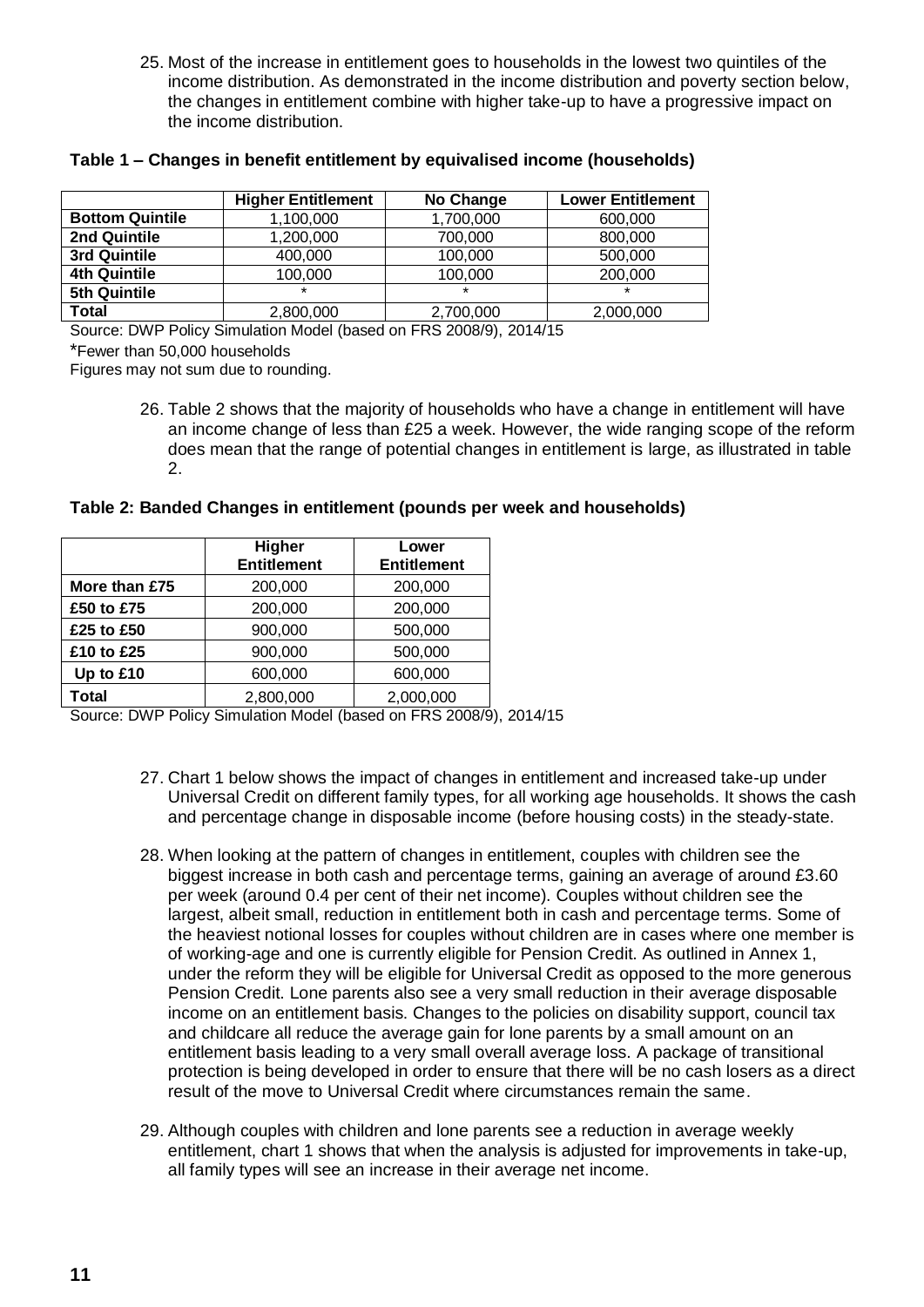25. Most of the increase in entitlement goes to households in the lowest two quintiles of the income distribution. As demonstrated in the income distribution and poverty section below, the changes in entitlement combine with higher take-up to have a progressive impact on the income distribution.

**Table 1 – Changes in benefit entitlement by equivalised income (households)**

| | Higher Entitlement | No Change | Lower Entitlement |
|---|---|---|---|
| **Bottom Quintile** | 1,100,000 | 1,700,000 | 600,000 |
| **2nd Quintile** | 1,200,000 | 700,000 | 800,000 |
| **3rd Quintile** | 400,000 | 100,000 | 500,000 |
| **4th Quintile** | 100,000 | 100,000 | 200,000 |
| **5th Quintile** | * | * | * |
| **Total** | 2,800,000 | 2,700,000 | 2,000,000 |

Source: DWP Policy Simulation Model (based on FRS 2008/9), 2014/15

*Fewer than 50,000 households

Figures may not sum due to rounding.

26. Table 2 shows that the majority of households who have a change in entitlement will have an income change of less than £25 a week. However, the wide ranging scope of the reform does mean that the range of potential changes in entitlement is large, as illustrated in table 2.

**Table 2: Banded Changes in entitlement (pounds per week and households)**

| | Higher Entitlement | Lower Entitlement |
|---|---|---|
| **More than £75** | 200,000 | 200,000 |
| **£50 to £75** | 200,000 | 200,000 |
| **£25 to £50** | 900,000 | 500,000 |
| **£10 to £25** | 900,000 | 500,000 |
| **Up to £10** | 600,000 | 600,000 |
| **Total** | 2,800,000 | 2,000,000 |

Source: DWP Policy Simulation Model (based on FRS 2008/9), 2014/15

27. Chart 1 below shows the impact of changes in entitlement and increased take-up under Universal Credit on different family types, for all working age households. It shows the cash and percentage change in disposable income (before housing costs) in the steady-state.

28. When looking at the pattern of changes in entitlement, couples with children see the biggest increase in both cash and percentage terms, gaining an average of around £3.60 per week (around 0.4 per cent of their net income). Couples without children see the largest, albeit small, reduction in entitlement both in cash and percentage terms. Some of the heaviest notional losses for couples without children are in cases where one member is of working-age and one is currently eligible for Pension Credit. As outlined in Annex 1, under the reform they will be eligible for Universal Credit as opposed to the more generous Pension Credit. Lone parents also see a very small reduction in their average disposable income on an entitlement basis. Changes to the policies on disability support, council tax and childcare all reduce the average gain for lone parents by a small amount on an entitlement basis leading to a very small overall average loss. A package of transitional protection is being developed in order to ensure that there will be no cash losers as a direct result of the move to Universal Credit where circumstances remain the same.

29. Although couples with children and lone parents see a reduction in average weekly entitlement, chart 1 shows that when the analysis is adjusted for improvements in take-up, all family types will see an increase in their average net income.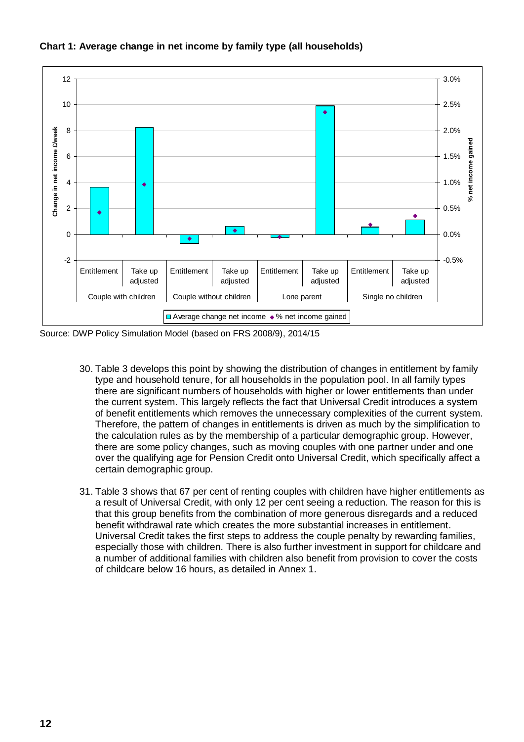**Chart 1: Average change in net income by family type (all households)**

Source: DWP Policy Simulation Model (based on FRS 2008/9), 2014/15

30. Table 3 develops this point by showing the distribution of changes in entitlement by family type and household tenure, for all households in the population pool. In all family types there are significant numbers of households with higher or lower entitlements than under the current system. This largely reflects the fact that Universal Credit introduces a system of benefit entitlements which removes the unnecessary complexities of the current system. Therefore, the pattern of changes in entitlements is driven as much by the simplification to the calculation rules as by the membership of a particular demographic group. However, there are some policy changes, such as moving couples with one partner under and one over the qualifying age for Pension Credit onto Universal Credit, which specifically affect a certain demographic group.

31. Table 3 shows that 67 per cent of renting couples with children have higher entitlements as a result of Universal Credit, with only 12 per cent seeing a reduction. The reason for this is that this group benefits from the combination of more generous disregards and a reduced benefit withdrawal rate which creates the more substantial increases in entitlement. Universal Credit takes the first steps to address the couple penalty by rewarding families, especially those with children. There is also further investment in support for childcare and a number of additional families with children also benefit from provision to cover the costs of childcare below 16 hours, as detailed in Annex 1.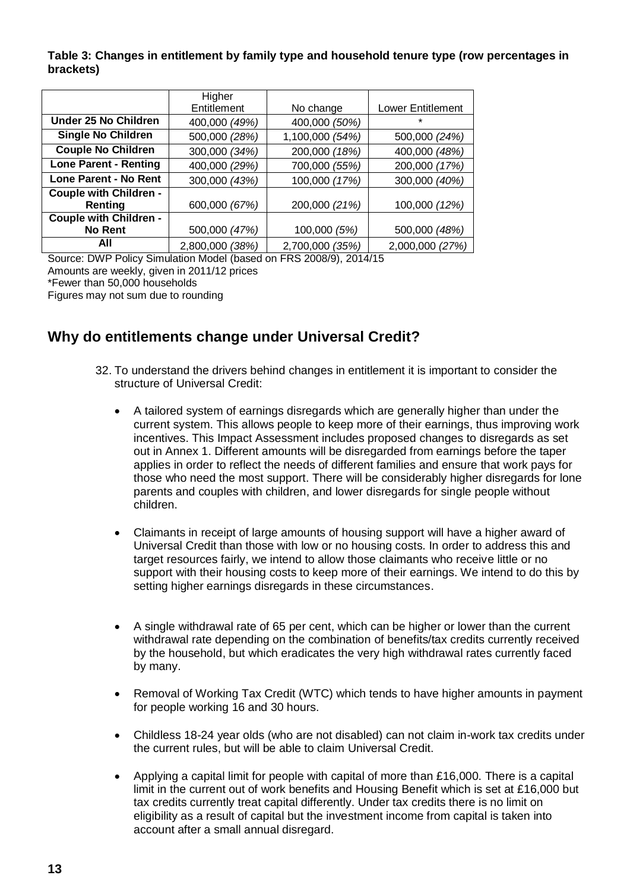**Table 3: Changes in entitlement by family type and household tenure type (row percentages in brackets)**

| | Higher Entitlement | No change | Lower Entitlement |
|---|---|---|---|
| **Under 25 No Children** | 400,000 *(49%)* | 400,000 *(50%)* | * |
| **Single No Children** | 500,000 *(28%)* | 1,100,000 *(54%)* | 500,000 *(24%)* |
| **Couple No Children** | 300,000 *(34%)* | 200,000 *(18%)* | 400,000 *(48%)* |
| **Lone Parent - Renting** | 400,000 *(29%)* | 700,000 *(55%)* | 200,000 *(17%)* |
| **Lone Parent - No Rent** | 300,000 *(43%)* | 100,000 *(17%)* | 300,000 *(40%)* |
| **Couple with Children - Renting** | 600,000 *(67%)* | 200,000 *(21%)* | 100,000 *(12%)* |
| **Couple with Children - No Rent** | 500,000 *(47%)* | 100,000 *(5%)* | 500,000 *(48%)* |
| **All** | 2,800,000 *(38%)* | 2,700,000 *(35%)* | 2,000,000 *(27%)* |

Source: DWP Policy Simulation Model (based on FRS 2008/9), 2014/15
Amounts are weekly, given in 2011/12 prices
*Fewer than 50,000 households
Figures may not sum due to rounding

## Why do entitlements change under Universal Credit?

32. To understand the drivers behind changes in entitlement it is important to consider the structure of Universal Credit:

- A tailored system of earnings disregards which are generally higher than under the current system. This allows people to keep more of their earnings, thus improving work incentives. This Impact Assessment includes proposed changes to disregards as set out in Annex 1. Different amounts will be disregarded from earnings before the taper applies in order to reflect the needs of different families and ensure that work pays for those who need the most support. There will be considerably higher disregards for lone parents and couples with children, and lower disregards for single people without children.

- Claimants in receipt of large amounts of housing support will have a higher award of Universal Credit than those with low or no housing costs. In order to address this and target resources fairly, we intend to allow those claimants who receive little or no support with their housing costs to keep more of their earnings. We intend to do this by setting higher earnings disregards in these circumstances.

- A single withdrawal rate of 65 per cent, which can be higher or lower than the current withdrawal rate depending on the combination of benefits/tax credits currently received by the household, but which eradicates the very high withdrawal rates currently faced by many.

- Removal of Working Tax Credit (WTC) which tends to have higher amounts in payment for people working 16 and 30 hours.

- Childless 18-24 year olds (who are not disabled) can not claim in-work tax credits under the current rules, but will be able to claim Universal Credit.

- Applying a capital limit for people with capital of more than £16,000. There is a capital limit in the current out of work benefits and Housing Benefit which is set at £16,000 but tax credits currently treat capital differently. Under tax credits there is no limit on eligibility as a result of capital but the investment income from capital is taken into account after a small annual disregard.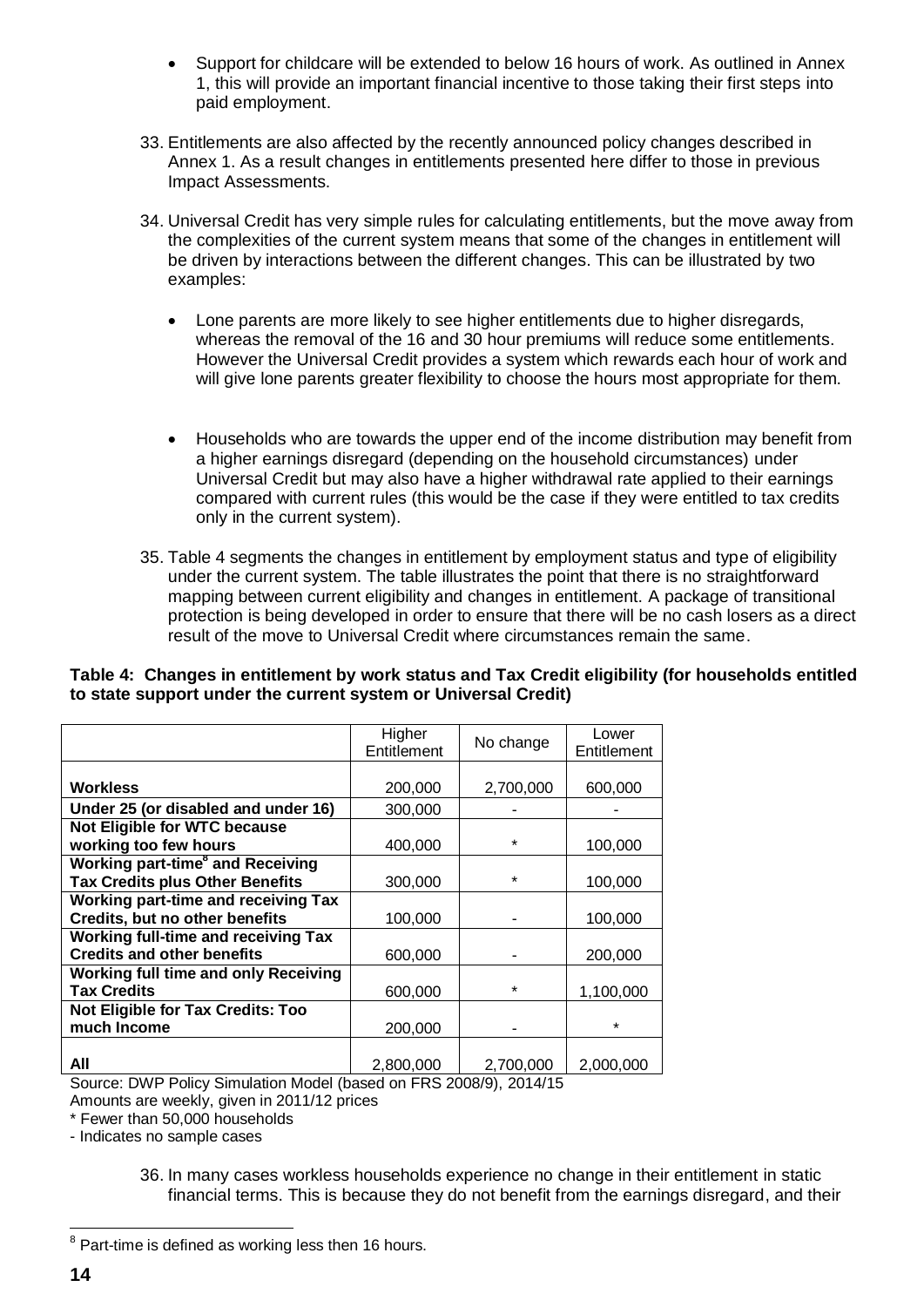- Support for childcare will be extended to below 16 hours of work. As outlined in Annex 1, this will provide an important financial incentive to those taking their first steps into paid employment.

33. Entitlements are also affected by the recently announced policy changes described in Annex 1. As a result changes in entitlements presented here differ to those in previous Impact Assessments.

34. Universal Credit has very simple rules for calculating entitlements, but the move away from the complexities of the current system means that some of the changes in entitlement will be driven by interactions between the different changes. This can be illustrated by two examples:

    - Lone parents are more likely to see higher entitlements due to higher disregards, whereas the removal of the 16 and 30 hour premiums will reduce some entitlements. However the Universal Credit provides a system which rewards each hour of work and will give lone parents greater flexibility to choose the hours most appropriate for them.

    - Households who are towards the upper end of the income distribution may benefit from a higher earnings disregard (depending on the household circumstances) under Universal Credit but may also have a higher withdrawal rate applied to their earnings compared with current rules (this would be the case if they were entitled to tax credits only in the current system).

35. Table 4 segments the changes in entitlement by employment status and type of eligibility under the current system. The table illustrates the point that there is no straightforward mapping between current eligibility and changes in entitlement. A package of transitional protection is being developed in order to ensure that there will be no cash losers as a direct result of the move to Universal Credit where circumstances remain the same.

**Table 4: Changes in entitlement by work status and Tax Credit eligibility (for households entitled to state support under the current system or Universal Credit)**

| | Higher Entitlement | No change | Lower Entitlement |
|---|---|---|---|
| **Workless** | 200,000 | 2,700,000 | 600,000 |
| **Under 25 (or disabled and under 16)** | 300,000 | - | - |
| **Not Eligible for WTC because working too few hours** | 400,000 | * | 100,000 |
| **Working part-time[8] and Receiving Tax Credits plus Other Benefits** | 300,000 | * | 100,000 |
| **Working part-time and receiving Tax Credits, but no other benefits** | 100,000 | - | 100,000 |
| **Working full-time and receiving Tax Credits and other benefits** | 600,000 | - | 200,000 |
| **Working full time and only Receiving Tax Credits** | 600,000 | * | 1,100,000 |
| **Not Eligible for Tax Credits: Too much Income** | 200,000 | - | * |
| **All** | 2,800,000 | 2,700,000 | 2,000,000 |

Source: DWP Policy Simulation Model (based on FRS 2008/9), 2014/15
Amounts are weekly, given in 2011/12 prices
* Fewer than 50,000 households
- Indicates no sample cases

36. In many cases workless households experience no change in their entitlement in static financial terms. This is because they do not benefit from the earnings disregard, and their

[8] Part-time is defined as working less then 16 hours.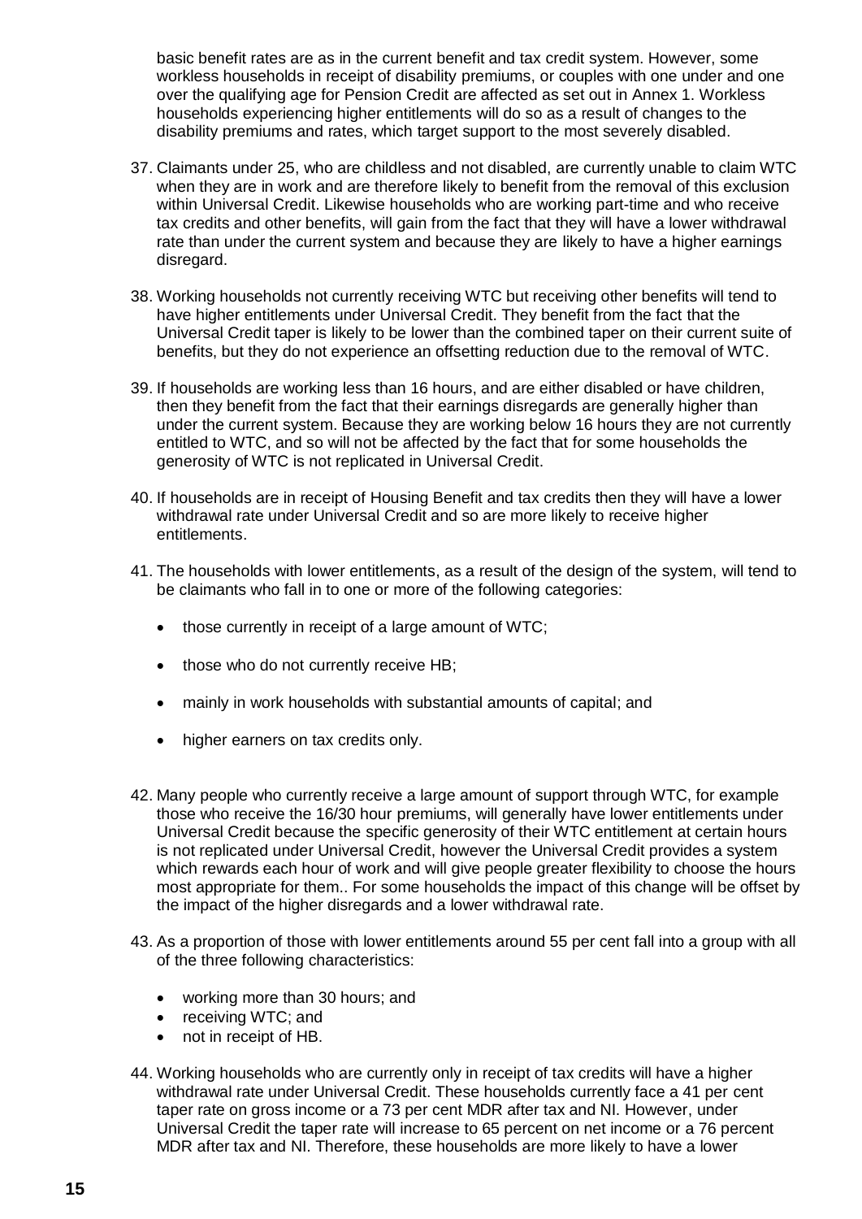basic benefit rates are as in the current benefit and tax credit system. However, some workless households in receipt of disability premiums, or couples with one under and one over the qualifying age for Pension Credit are affected as set out in Annex 1. Workless households experiencing higher entitlements will do so as a result of changes to the disability premiums and rates, which target support to the most severely disabled.

37. Claimants under 25, who are childless and not disabled, are currently unable to claim WTC when they are in work and are therefore likely to benefit from the removal of this exclusion within Universal Credit. Likewise households who are working part-time and who receive tax credits and other benefits, will gain from the fact that they will have a lower withdrawal rate than under the current system and because they are likely to have a higher earnings disregard.

38. Working households not currently receiving WTC but receiving other benefits will tend to have higher entitlements under Universal Credit. They benefit from the fact that the Universal Credit taper is likely to be lower than the combined taper on their current suite of benefits, but they do not experience an offsetting reduction due to the removal of WTC.

39. If households are working less than 16 hours, and are either disabled or have children, then they benefit from the fact that their earnings disregards are generally higher than under the current system. Because they are working below 16 hours they are not currently entitled to WTC, and so will not be affected by the fact that for some households the generosity of WTC is not replicated in Universal Credit.

40. If households are in receipt of Housing Benefit and tax credits then they will have a lower withdrawal rate under Universal Credit and so are more likely to receive higher entitlements.

41. The households with lower entitlements, as a result of the design of the system, will tend to be claimants who fall in to one or more of the following categories:

   - those currently in receipt of a large amount of WTC;
   - those who do not currently receive HB;
   - mainly in work households with substantial amounts of capital; and
   - higher earners on tax credits only.

42. Many people who currently receive a large amount of support through WTC, for example those who receive the 16/30 hour premiums, will generally have lower entitlements under Universal Credit because the specific generosity of their WTC entitlement at certain hours is not replicated under Universal Credit, however the Universal Credit provides a system which rewards each hour of work and will give people greater flexibility to choose the hours most appropriate for them.. For some households the impact of this change will be offset by the impact of the higher disregards and a lower withdrawal rate.

43. As a proportion of those with lower entitlements around 55 per cent fall into a group with all of the three following characteristics:

   - working more than 30 hours; and
   - receiving WTC; and
   - not in receipt of HB.

44. Working households who are currently only in receipt of tax credits will have a higher withdrawal rate under Universal Credit. These households currently face a 41 per cent taper rate on gross income or a 73 per cent MDR after tax and NI. However, under Universal Credit the taper rate will increase to 65 percent on net income or a 76 percent MDR after tax and NI. Therefore, these households are more likely to have a lower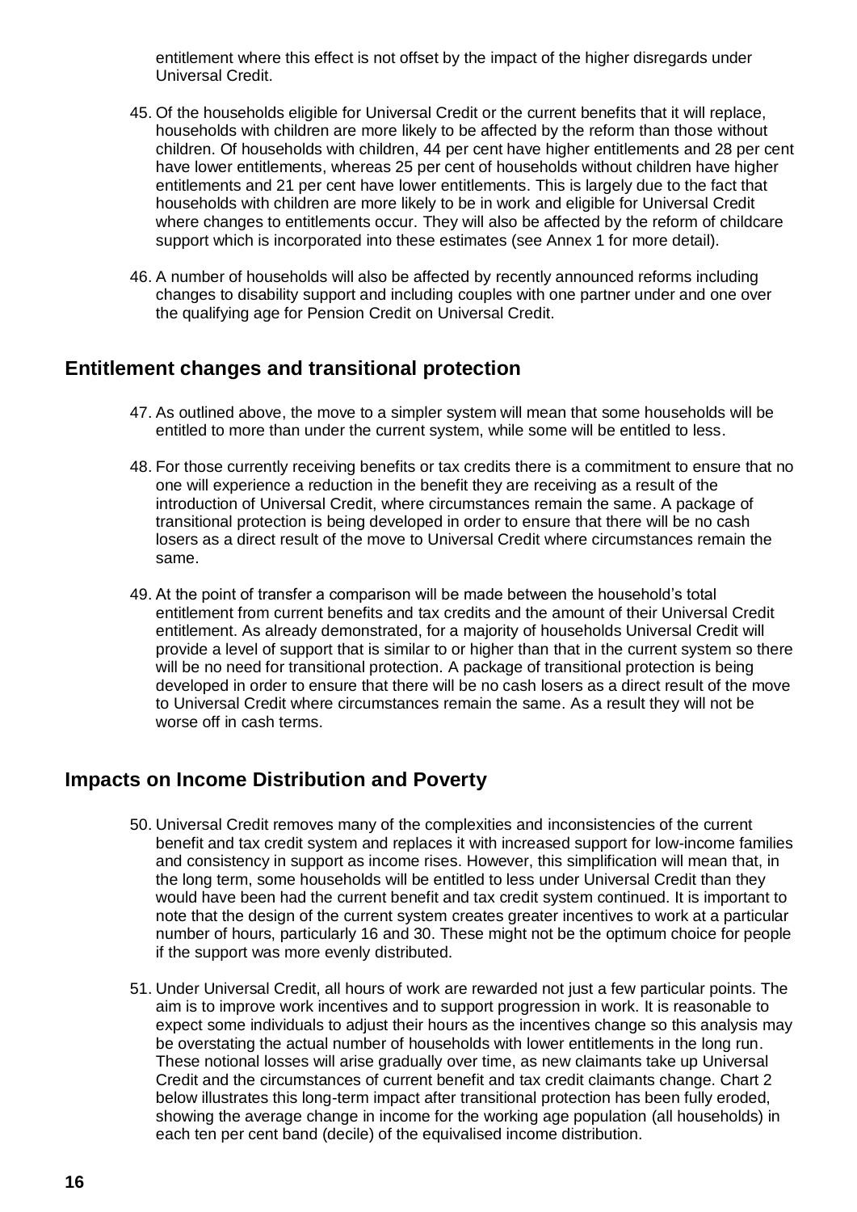entitlement where this effect is not offset by the impact of the higher disregards under Universal Credit.

45. Of the households eligible for Universal Credit or the current benefits that it will replace, households with children are more likely to be affected by the reform than those without children. Of households with children, 44 per cent have higher entitlements and 28 per cent have lower entitlements, whereas 25 per cent of households without children have higher entitlements and 21 per cent have lower entitlements. This is largely due to the fact that households with children are more likely to be in work and eligible for Universal Credit where changes to entitlements occur. They will also be affected by the reform of childcare support which is incorporated into these estimates (see Annex 1 for more detail).

46. A number of households will also be affected by recently announced reforms including changes to disability support and including couples with one partner under and one over the qualifying age for Pension Credit on Universal Credit.

## Entitlement changes and transitional protection

47. As outlined above, the move to a simpler system will mean that some households will be entitled to more than under the current system, while some will be entitled to less.

48. For those currently receiving benefits or tax credits there is a commitment to ensure that no one will experience a reduction in the benefit they are receiving as a result of the introduction of Universal Credit, where circumstances remain the same. A package of transitional protection is being developed in order to ensure that there will be no cash losers as a direct result of the move to Universal Credit where circumstances remain the same.

49. At the point of transfer a comparison will be made between the household's total entitlement from current benefits and tax credits and the amount of their Universal Credit entitlement. As already demonstrated, for a majority of households Universal Credit will provide a level of support that is similar to or higher than that in the current system so there will be no need for transitional protection. A package of transitional protection is being developed in order to ensure that there will be no cash losers as a direct result of the move to Universal Credit where circumstances remain the same. As a result they will not be worse off in cash terms.

## Impacts on Income Distribution and Poverty

50. Universal Credit removes many of the complexities and inconsistencies of the current benefit and tax credit system and replaces it with increased support for low-income families and consistency in support as income rises. However, this simplification will mean that, in the long term, some households will be entitled to less under Universal Credit than they would have been had the current benefit and tax credit system continued. It is important to note that the design of the current system creates greater incentives to work at a particular number of hours, particularly 16 and 30. These might not be the optimum choice for people if the support was more evenly distributed.

51. Under Universal Credit, all hours of work are rewarded not just a few particular points. The aim is to improve work incentives and to support progression in work. It is reasonable to expect some individuals to adjust their hours as the incentives change so this analysis may be overstating the actual number of households with lower entitlements in the long run. These notional losses will arise gradually over time, as new claimants take up Universal Credit and the circumstances of current benefit and tax credit claimants change. Chart 2 below illustrates this long-term impact after transitional protection has been fully eroded, showing the average change in income for the working age population (all households) in each ten per cent band (decile) of the equivalised income distribution.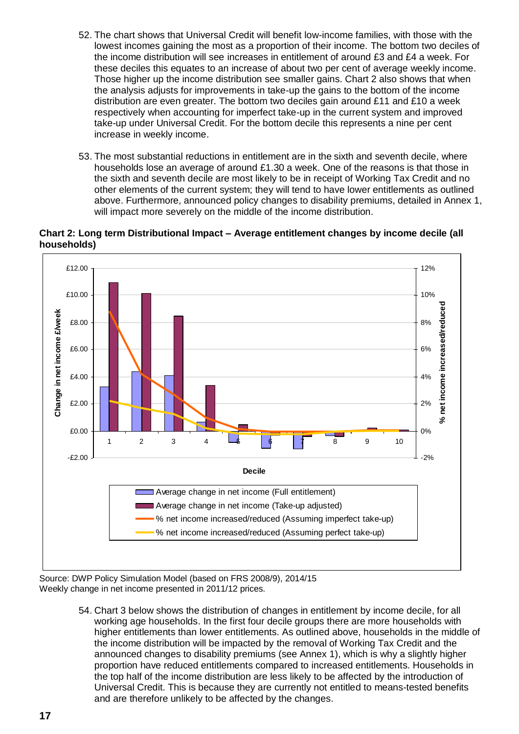52. The chart shows that Universal Credit will benefit low-income families, with those with the lowest incomes gaining the most as a proportion of their income. The bottom two deciles of the income distribution will see increases in entitlement of around £3 and £4 a week. For these deciles this equates to an increase of about two per cent of average weekly income. Those higher up the income distribution see smaller gains. Chart 2 also shows that when the analysis adjusts for improvements in take-up the gains to the bottom of the income distribution are even greater. The bottom two deciles gain around £11 and £10 a week respectively when accounting for imperfect take-up in the current system and improved take-up under Universal Credit. For the bottom decile this represents a nine per cent increase in weekly income.

53. The most substantial reductions in entitlement are in the sixth and seventh decile, where households lose an average of around £1.30 a week. One of the reasons is that those in the sixth and seventh decile are most likely to be in receipt of Working Tax Credit and no other elements of the current system; they will tend to have lower entitlements as outlined above. Furthermore, announced policy changes to disability premiums, detailed in Annex 1, will impact more severely on the middle of the income distribution.

**Chart 2: Long term Distributional Impact – Average entitlement changes by income decile (all households)**

Source: DWP Policy Simulation Model (based on FRS 2008/9), 2014/15
Weekly change in net income presented in 2011/12 prices.

54. Chart 3 below shows the distribution of changes in entitlement by income decile, for all working age households. In the first four decile groups there are more households with higher entitlements than lower entitlements. As outlined above, households in the middle of the income distribution will be impacted by the removal of Working Tax Credit and the announced changes to disability premiums (see Annex 1), which is why a slightly higher proportion have reduced entitlements compared to increased entitlements. Households in the top half of the income distribution are less likely to be affected by the introduction of Universal Credit. This is because they are currently not entitled to means-tested benefits and are therefore unlikely to be affected by the changes.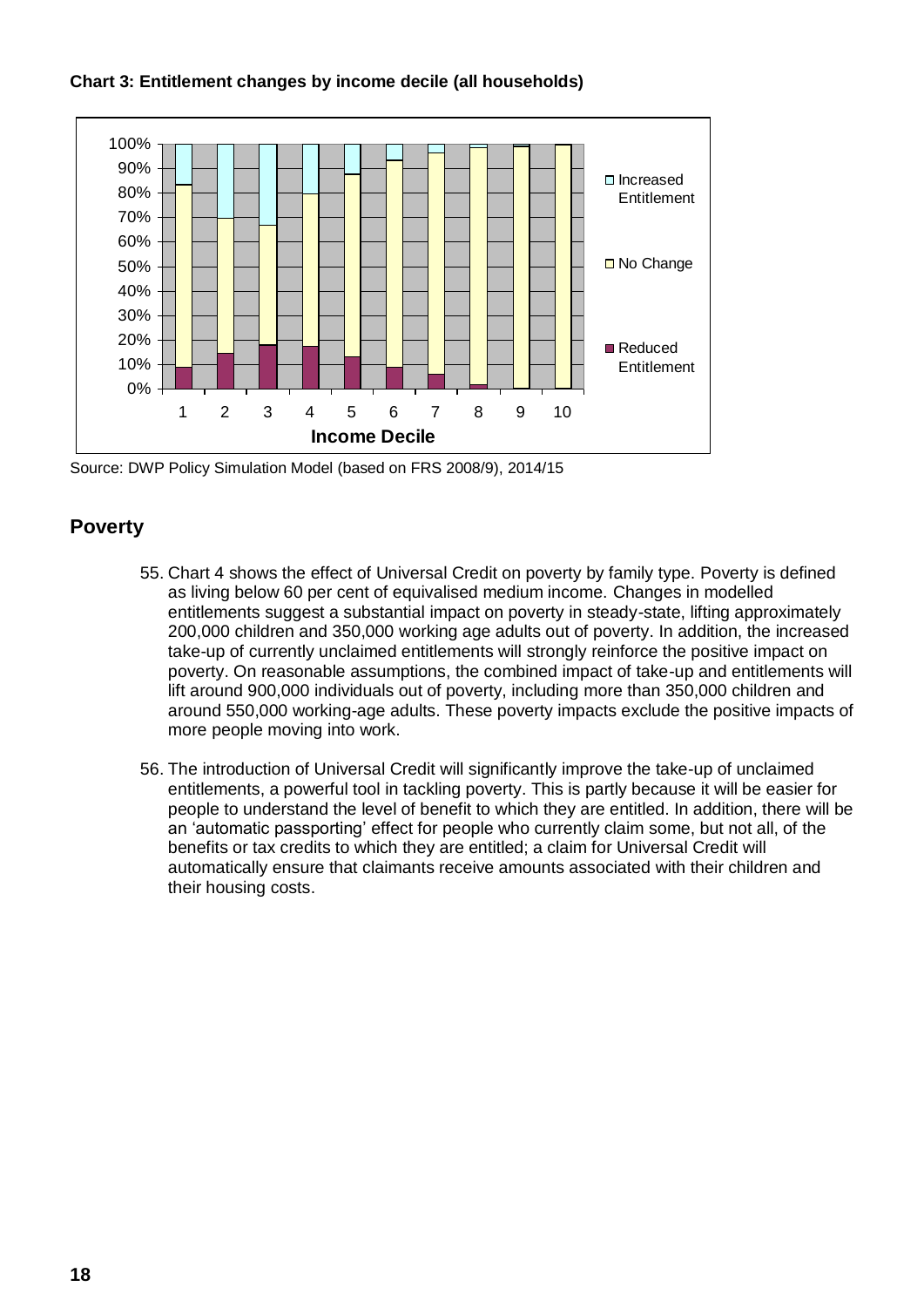**Chart 3: Entitlement changes by income decile (all households)**

Source: DWP Policy Simulation Model (based on FRS 2008/9), 2014/15

## Poverty

55. Chart 4 shows the effect of Universal Credit on poverty by family type. Poverty is defined as living below 60 per cent of equivalised medium income. Changes in modelled entitlements suggest a substantial impact on poverty in steady-state, lifting approximately 200,000 children and 350,000 working age adults out of poverty. In addition, the increased take-up of currently unclaimed entitlements will strongly reinforce the positive impact on poverty. On reasonable assumptions, the combined impact of take-up and entitlements will lift around 900,000 individuals out of poverty, including more than 350,000 children and around 550,000 working-age adults. These poverty impacts exclude the positive impacts of more people moving into work.

56. The introduction of Universal Credit will significantly improve the take-up of unclaimed entitlements, a powerful tool in tackling poverty. This is partly because it will be easier for people to understand the level of benefit to which they are entitled. In addition, there will be an 'automatic passporting' effect for people who currently claim some, but not all, of the benefits or tax credits to which they are entitled; a claim for Universal Credit will automatically ensure that claimants receive amounts associated with their children and their housing costs.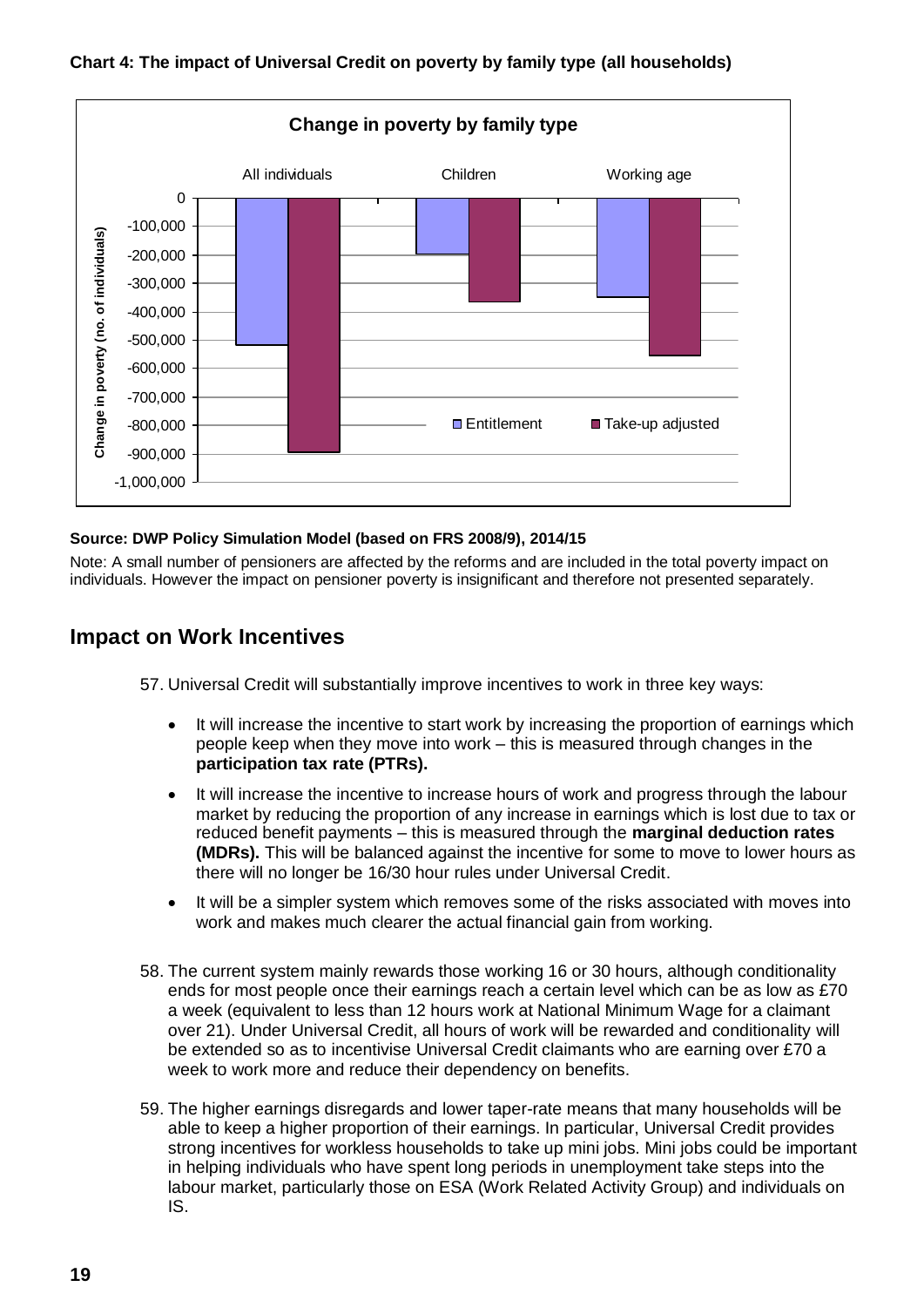**Chart 4: The impact of Universal Credit on poverty by family type (all households)**

**Source: DWP Policy Simulation Model (based on FRS 2008/9), 2014/15**

Note: A small number of pensioners are affected by the reforms and are included in the total poverty impact on individuals. However the impact on pensioner poverty is insignificant and therefore not presented separately.

## Impact on Work Incentives

57. Universal Credit will substantially improve incentives to work in three key ways:

- It will increase the incentive to start work by increasing the proportion of earnings which people keep when they move into work – this is measured through changes in the **participation tax rate (PTRs).**
- It will increase the incentive to increase hours of work and progress through the labour market by reducing the proportion of any increase in earnings which is lost due to tax or reduced benefit payments – this is measured through the **marginal deduction rates (MDRs).** This will be balanced against the incentive for some to move to lower hours as there will no longer be 16/30 hour rules under Universal Credit.
- It will be a simpler system which removes some of the risks associated with moves into work and makes much clearer the actual financial gain from working.

58. The current system mainly rewards those working 16 or 30 hours, although conditionality ends for most people once their earnings reach a certain level which can be as low as £70 a week (equivalent to less than 12 hours work at National Minimum Wage for a claimant over 21). Under Universal Credit, all hours of work will be rewarded and conditionality will be extended so as to incentivise Universal Credit claimants who are earning over £70 a week to work more and reduce their dependency on benefits.

59. The higher earnings disregards and lower taper-rate means that many households will be able to keep a higher proportion of their earnings. In particular, Universal Credit provides strong incentives for workless households to take up mini jobs. Mini jobs could be important in helping individuals who have spent long periods in unemployment take steps into the labour market, particularly those on ESA (Work Related Activity Group) and individuals on IS.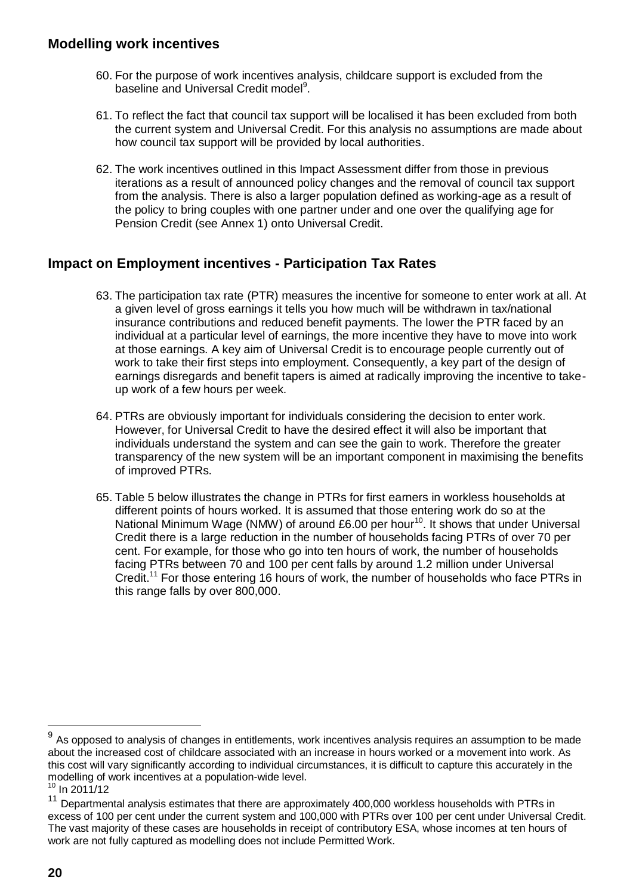## Modelling work incentives

60. For the purpose of work incentives analysis, childcare support is excluded from the baseline and Universal Credit model[9].

61. To reflect the fact that council tax support will be localised it has been excluded from both the current system and Universal Credit. For this analysis no assumptions are made about how council tax support will be provided by local authorities.

62. The work incentives outlined in this Impact Assessment differ from those in previous iterations as a result of announced policy changes and the removal of council tax support from the analysis. There is also a larger population defined as working-age as a result of the policy to bring couples with one partner under and one over the qualifying age for Pension Credit (see Annex 1) onto Universal Credit.

## Impact on Employment incentives - Participation Tax Rates

63. The participation tax rate (PTR) measures the incentive for someone to enter work at all. At a given level of gross earnings it tells you how much will be withdrawn in tax/national insurance contributions and reduced benefit payments. The lower the PTR faced by an individual at a particular level of earnings, the more incentive they have to move into work at those earnings. A key aim of Universal Credit is to encourage people currently out of work to take their first steps into employment. Consequently, a key part of the design of earnings disregards and benefit tapers is aimed at radically improving the incentive to take-up work of a few hours per week.

64. PTRs are obviously important for individuals considering the decision to enter work. However, for Universal Credit to have the desired effect it will also be important that individuals understand the system and can see the gain to work. Therefore the greater transparency of the new system will be an important component in maximising the benefits of improved PTRs.

65. Table 5 below illustrates the change in PTRs for first earners in workless households at different points of hours worked. It is assumed that those entering work do so at the National Minimum Wage (NMW) of around £6.00 per hour[10]. It shows that under Universal Credit there is a large reduction in the number of households facing PTRs of over 70 per cent. For example, for those who go into ten hours of work, the number of households facing PTRs between 70 and 100 per cent falls by around 1.2 million under Universal Credit.[11] For those entering 16 hours of work, the number of households who face PTRs in this range falls by over 800,000.

---

[9] As opposed to analysis of changes in entitlements, work incentives analysis requires an assumption to be made about the increased cost of childcare associated with an increase in hours worked or a movement into work. As this cost will vary significantly according to individual circumstances, it is difficult to capture this accurately in the modelling of work incentives at a population-wide level.

[10] In 2011/12

[11] Departmental analysis estimates that there are approximately 400,000 workless households with PTRs in excess of 100 per cent under the current system and 100,000 with PTRs over 100 per cent under Universal Credit. The vast majority of these cases are households in receipt of contributory ESA, whose incomes at ten hours of work are not fully captured as modelling does not include Permitted Work.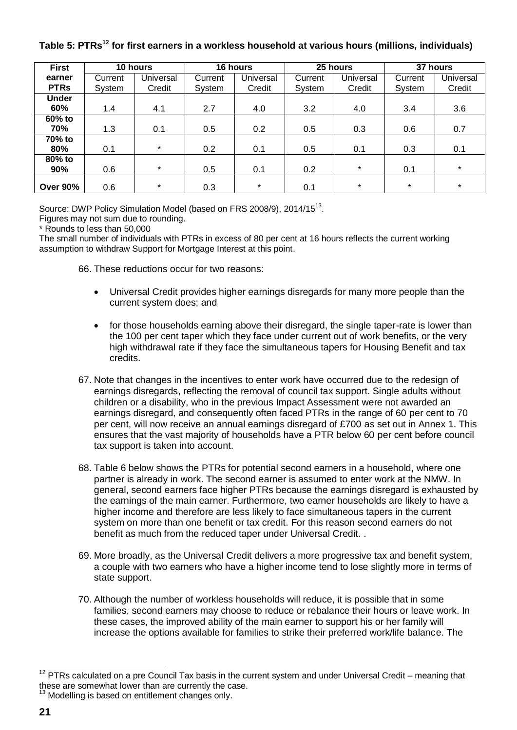**Table 5: PTRs[12] for first earners in a workless household at various hours (millions, individuals)**

| First earner PTRs | 10 hours | | 16 hours | | 25 hours | | 37 hours | |
|---|---|---|---|---|---|---|---|---|
| | Current System | Universal Credit | Current System | Universal Credit | Current System | Universal Credit | Current System | Universal Credit |
| **Under 60%** | 1.4 | 4.1 | 2.7 | 4.0 | 3.2 | 4.0 | 3.4 | 3.6 |
| **60% to 70%** | 1.3 | 0.1 | 0.5 | 0.2 | 0.5 | 0.3 | 0.6 | 0.7 |
| **70% to 80%** | 0.1 | * | 0.2 | 0.1 | 0.5 | 0.1 | 0.3 | 0.1 |
| **80% to 90%** | 0.6 | * | 0.5 | 0.1 | 0.2 | * | 0.1 | * |
| **Over 90%** | 0.6 | * | 0.3 | * | 0.1 | * | * | * |

Source: DWP Policy Simulation Model (based on FRS 2008/9), 2014/15[13].
Figures may not sum due to rounding.
* Rounds to less than 50,000
The small number of individuals with PTRs in excess of 80 per cent at 16 hours reflects the current working assumption to withdraw Support for Mortgage Interest at this point.

66. These reductions occur for two reasons:

- Universal Credit provides higher earnings disregards for many more people than the current system does; and

- for those households earning above their disregard, the single taper-rate is lower than the 100 per cent taper which they face under current out of work benefits, or the very high withdrawal rate if they face the simultaneous tapers for Housing Benefit and tax credits.

67. Note that changes in the incentives to enter work have occurred due to the redesign of earnings disregards, reflecting the removal of council tax support. Single adults without children or a disability, who in the previous Impact Assessment were not awarded an earnings disregard, and consequently often faced PTRs in the range of 60 per cent to 70 per cent, will now receive an annual earnings disregard of £700 as set out in Annex 1. This ensures that the vast majority of households have a PTR below 60 per cent before council tax support is taken into account.

68. Table 6 below shows the PTRs for potential second earners in a household, where one partner is already in work. The second earner is assumed to enter work at the NMW. In general, second earners face higher PTRs because the earnings disregard is exhausted by the earnings of the main earner. Furthermore, two earner households are likely to have a higher income and therefore are less likely to face simultaneous tapers in the current system on more than one benefit or tax credit. For this reason second earners do not benefit as much from the reduced taper under Universal Credit. .

69. More broadly, as the Universal Credit delivers a more progressive tax and benefit system, a couple with two earners who have a higher income tend to lose slightly more in terms of state support.

70. Although the number of workless households will reduce, it is possible that in some families, second earners may choose to reduce or rebalance their hours or leave work. In these cases, the improved ability of the main earner to support his or her family will increase the options available for families to strike their preferred work/life balance. The

[12] PTRs calculated on a pre Council Tax basis in the current system and under Universal Credit – meaning that these are somewhat lower than are currently the case.
[13] Modelling is based on entitlement changes only.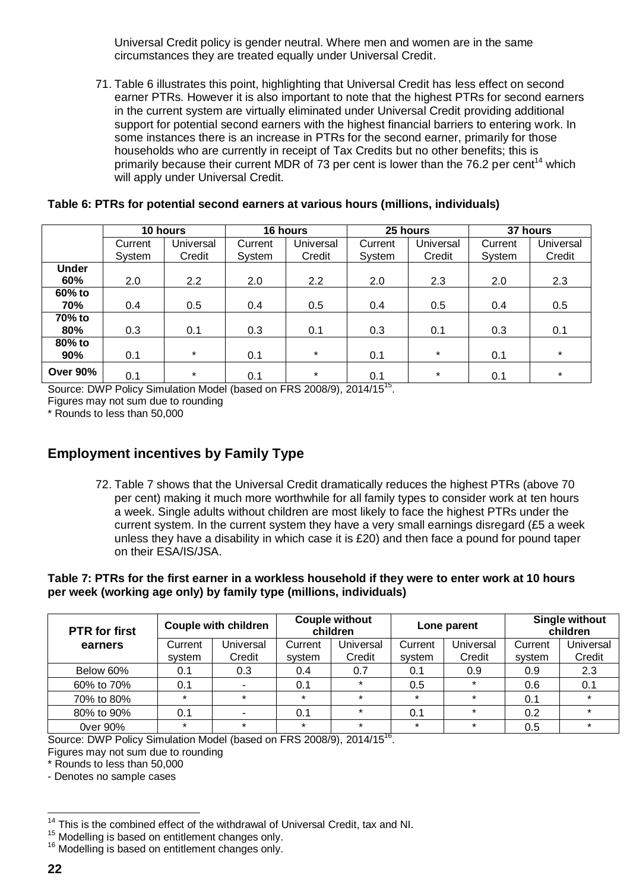Universal Credit policy is gender neutral. Where men and women are in the same circumstances they are treated equally under Universal Credit.

71. Table 6 illustrates this point, highlighting that Universal Credit has less effect on second earner PTRs. However it is also important to note that the highest PTRs for second earners in the current system are virtually eliminated under Universal Credit providing additional support for potential second earners with the highest financial barriers to entering work. In some instances there is an increase in PTRs for the second earner, primarily for those households who are currently in receipt of Tax Credits but no other benefits; this is primarily because their current MDR of 73 per cent is lower than the 76.2 per cent[14] which will apply under Universal Credit.

**Table 6: PTRs for potential second earners at various hours (millions, individuals)**

| | 10 hours | | 16 hours | | 25 hours | | 37 hours | |
|---|---|---|---|---|---|---|---|---|
| | Current System | Universal Credit | Current System | Universal Credit | Current System | Universal Credit | Current System | Universal Credit |
| **Under 60%** | 2.0 | 2.2 | 2.0 | 2.2 | 2.0 | 2.3 | 2.0 | 2.3 |
| **60% to 70%** | 0.4 | 0.5 | 0.4 | 0.5 | 0.4 | 0.5 | 0.4 | 0.5 |
| **70% to 80%** | 0.3 | 0.1 | 0.3 | 0.1 | 0.3 | 0.1 | 0.3 | 0.1 |
| **80% to 90%** | 0.1 | * | 0.1 | * | 0.1 | * | 0.1 | * |
| **Over 90%** | 0.1 | * | 0.1 | * | 0.1 | * | 0.1 | * |

Source: DWP Policy Simulation Model (based on FRS 2008/9), 2014/15[15].

Figures may not sum due to rounding

* Rounds to less than 50,000

## Employment incentives by Family Type

72. Table 7 shows that the Universal Credit dramatically reduces the highest PTRs (above 70 per cent) making it much more worthwhile for all family types to consider work at ten hours a week. Single adults without children are most likely to face the highest PTRs under the current system. In the current system they have a very small earnings disregard (£5 a week unless they have a disability in which case it is £20) and then face a pound for pound taper on their ESA/IS/JSA.

**Table 7: PTRs for the first earner in a workless household if they were to enter work at 10 hours per week (working age only) by family type (millions, individuals)**

| PTR for first earners | Couple with children | | Couple without children | | Lone parent | | Single without children | |
|---|---|---|---|---|---|---|---|---|
| | Current system | Universal Credit | Current system | Universal Credit | Current system | Universal Credit | Current system | Universal Credit |
| Below 60% | 0.1 | 0.3 | 0.4 | 0.7 | 0.1 | 0.9 | 0.9 | 2.3 |
| 60% to 70% | 0.1 | - | 0.1 | * | 0.5 | * | 0.6 | 0.1 |
| 70% to 80% | * | * | * | * | * | * | 0.1 | * |
| 80% to 90% | 0.1 | - | 0.1 | * | 0.1 | * | 0.2 | * |
| 0ver 90% | * | * | * | * | * | * | 0.5 | * |

Source: DWP Policy Simulation Model (based on FRS 2008/9), 2014/15[16].

Figures may not sum due to rounding

* Rounds to less than 50,000

- Denotes no sample cases

[14] This is the combined effect of the withdrawal of Universal Credit, tax and NI.

[15] Modelling is based on entitlement changes only.

[16] Modelling is based on entitlement changes only.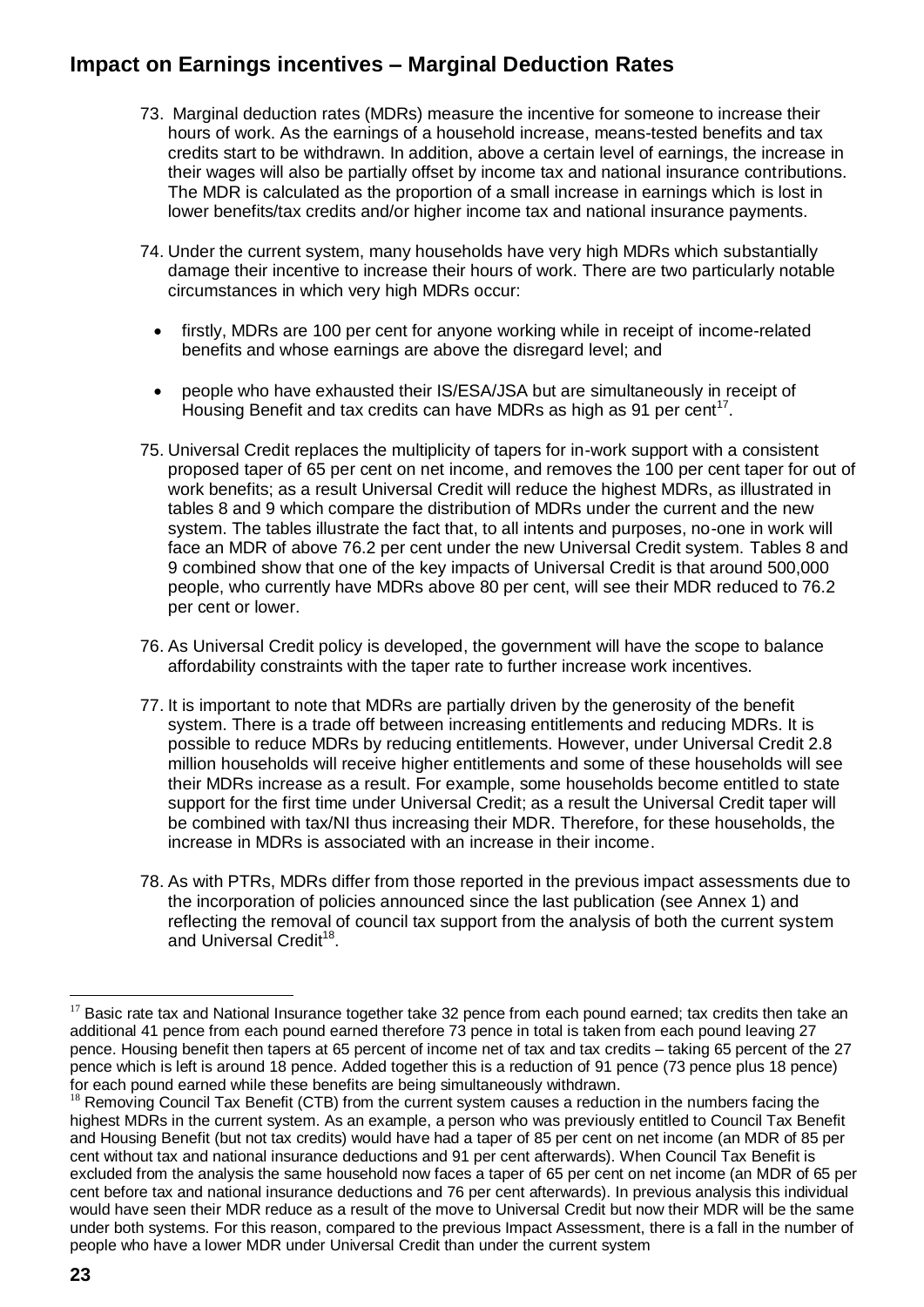## Impact on Earnings incentives – Marginal Deduction Rates

73. Marginal deduction rates (MDRs) measure the incentive for someone to increase their hours of work. As the earnings of a household increase, means-tested benefits and tax credits start to be withdrawn. In addition, above a certain level of earnings, the increase in their wages will also be partially offset by income tax and national insurance contributions. The MDR is calculated as the proportion of a small increase in earnings which is lost in lower benefits/tax credits and/or higher income tax and national insurance payments.

74. Under the current system, many households have very high MDRs which substantially damage their incentive to increase their hours of work. There are two particularly notable circumstances in which very high MDRs occur:

   - firstly, MDRs are 100 per cent for anyone working while in receipt of income-related benefits and whose earnings are above the disregard level; and
   - people who have exhausted their IS/ESA/JSA but are simultaneously in receipt of Housing Benefit and tax credits can have MDRs as high as 91 per cent[17].

75. Universal Credit replaces the multiplicity of tapers for in-work support with a consistent proposed taper of 65 per cent on net income, and removes the 100 per cent taper for out of work benefits; as a result Universal Credit will reduce the highest MDRs, as illustrated in tables 8 and 9 which compare the distribution of MDRs under the current and the new system. The tables illustrate the fact that, to all intents and purposes, no-one in work will face an MDR of above 76.2 per cent under the new Universal Credit system. Tables 8 and 9 combined show that one of the key impacts of Universal Credit is that around 500,000 people, who currently have MDRs above 80 per cent, will see their MDR reduced to 76.2 per cent or lower.

76. As Universal Credit policy is developed, the government will have the scope to balance affordability constraints with the taper rate to further increase work incentives.

77. It is important to note that MDRs are partially driven by the generosity of the benefit system. There is a trade off between increasing entitlements and reducing MDRs. It is possible to reduce MDRs by reducing entitlements. However, under Universal Credit 2.8 million households will receive higher entitlements and some of these households will see their MDRs increase as a result. For example, some households become entitled to state support for the first time under Universal Credit; as a result the Universal Credit taper will be combined with tax/NI thus increasing their MDR. Therefore, for these households, the increase in MDRs is associated with an increase in their income.

78. As with PTRs, MDRs differ from those reported in the previous impact assessments due to the incorporation of policies announced since the last publication (see Annex 1) and reflecting the removal of council tax support from the analysis of both the current system and Universal Credit[18].

---

[17] Basic rate tax and National Insurance together take 32 pence from each pound earned; tax credits then take an additional 41 pence from each pound earned therefore 73 pence in total is taken from each pound leaving 27 pence. Housing benefit then tapers at 65 percent of income net of tax and tax credits – taking 65 percent of the 27 pence which is left is around 18 pence. Added together this is a reduction of 91 pence (73 pence plus 18 pence) for each pound earned while these benefits are being simultaneously withdrawn.

[18] Removing Council Tax Benefit (CTB) from the current system causes a reduction in the numbers facing the highest MDRs in the current system. As an example, a person who was previously entitled to Council Tax Benefit and Housing Benefit (but not tax credits) would have had a taper of 85 per cent on net income (an MDR of 85 per cent without tax and national insurance deductions and 91 per cent afterwards). When Council Tax Benefit is excluded from the analysis the same household now faces a taper of 65 per cent on net income (an MDR of 65 per cent before tax and national insurance deductions and 76 per cent afterwards). In previous analysis this individual would have seen their MDR reduce as a result of the move to Universal Credit but now their MDR will be the same under both systems. For this reason, compared to the previous Impact Assessment, there is a fall in the number of people who have a lower MDR under Universal Credit than under the current system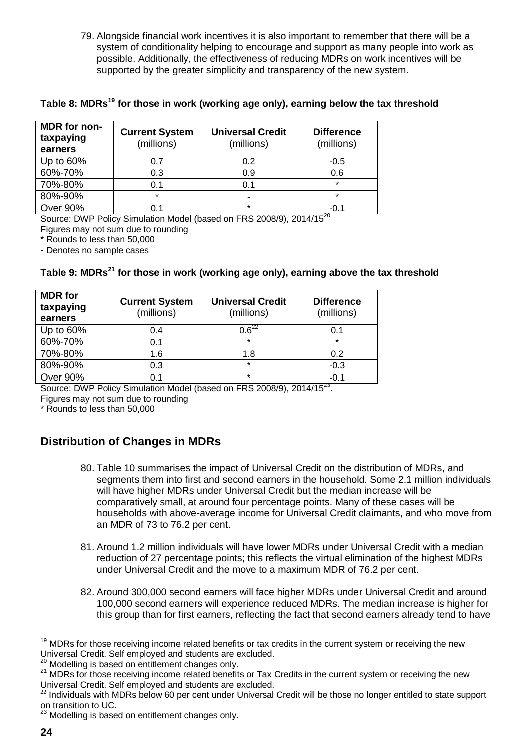79. Alongside financial work incentives it is also important to remember that there will be a system of conditionality helping to encourage and support as many people into work as possible. Additionally, the effectiveness of reducing MDRs on work incentives will be supported by the greater simplicity and transparency of the new system.

**Table 8: MDRs[19] for those in work (working age only), earning below the tax threshold**

| MDR for non-taxpaying earners | Current System (millions) | Universal Credit (millions) | Difference (millions) |
|---|---|---|---|
| Up to 60% | 0.7 | 0.2 | -0.5 |
| 60%-70% | 0.3 | 0.9 | 0.6 |
| 70%-80% | 0.1 | 0.1 | * |
| 80%-90% | * | - | * |
| Over 90% | 0.1 | * | -0.1 |

Source: DWP Policy Simulation Model (based on FRS 2008/9), 2014/15[20]
Figures may not sum due to rounding
* Rounds to less than 50,000
- Denotes no sample cases

**Table 9: MDRs[21] for those in work (working age only), earning above the tax threshold**

| MDR for taxpaying earners | Current System (millions) | Universal Credit (millions) | Difference (millions) |
|---|---|---|---|
| Up to 60% | 0.4 | 0.6[22] | 0.1 |
| 60%-70% | 0.1 | * | * |
| 70%-80% | 1.6 | 1.8 | 0.2 |
| 80%-90% | 0.3 | * | -0.3 |
| Over 90% | 0.1 | * | -0.1 |

Source: DWP Policy Simulation Model (based on FRS 2008/9), 2014/15[23].
Figures may not sum due to rounding
* Rounds to less than 50,000

## Distribution of Changes in MDRs

80. Table 10 summarises the impact of Universal Credit on the distribution of MDRs, and segments them into first and second earners in the household. Some 2.1 million individuals will have higher MDRs under Universal Credit but the median increase will be comparatively small, at around four percentage points. Many of these cases will be households with above-average income for Universal Credit claimants, and who move from an MDR of 73 to 76.2 per cent.

81. Around 1.2 million individuals will have lower MDRs under Universal Credit with a median reduction of 27 percentage points; this reflects the virtual elimination of the highest MDRs under Universal Credit and the move to a maximum MDR of 76.2 per cent.

82. Around 300,000 second earners will face higher MDRs under Universal Credit and around 100,000 second earners will experience reduced MDRs. The median increase is higher for this group than for first earners, reflecting the fact that second earners already tend to have

---

[19] MDRs for those receiving income related benefits or tax credits in the current system or receiving the new Universal Credit. Self employed and students are excluded.

[20] Modelling is based on entitlement changes only.

[21] MDRs for those receiving income related benefits or Tax Credits in the current system or receiving the new Universal Credit. Self employed and students are excluded.

[22] Individuals with MDRs below 60 per cent under Universal Credit will be those no longer entitled to state support on transition to UC.

[23] Modelling is based on entitlement changes only.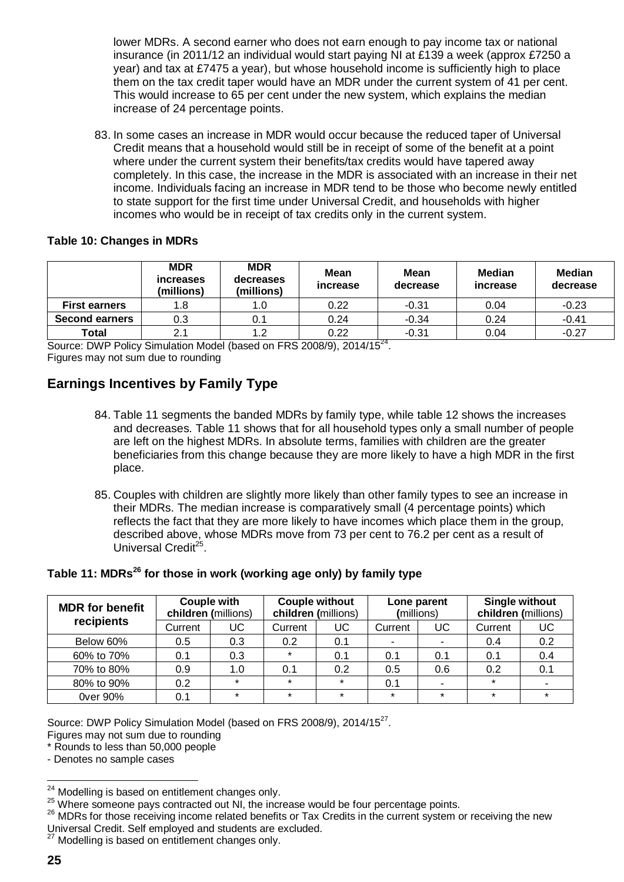lower MDRs. A second earner who does not earn enough to pay income tax or national insurance (in 2011/12 an individual would start paying NI at £139 a week (approx £7250 a year) and tax at £7475 a year), but whose household income is sufficiently high to place them on the tax credit taper would have an MDR under the current system of 41 per cent. This would increase to 65 per cent under the new system, which explains the median increase of 24 percentage points.

83. In some cases an increase in MDR would occur because the reduced taper of Universal Credit means that a household would still be in receipt of some of the benefit at a point where under the current system their benefits/tax credits would have tapered away completely. In this case, the increase in the MDR is associated with an increase in their net income. Individuals facing an increase in MDR tend to be those who become newly entitled to state support for the first time under Universal Credit, and households with higher incomes who would be in receipt of tax credits only in the current system.

**Table 10: Changes in MDRs**

| | MDR increases (millions) | MDR decreases (millions) | Mean increase | Mean decrease | Median increase | Median decrease |
|---|---|---|---|---|---|---|
| **First earners** | 1.8 | 1.0 | 0.22 | -0.31 | 0.04 | -0.23 |
| **Second earners** | 0.3 | 0.1 | 0.24 | -0.34 | 0.24 | -0.41 |
| **Total** | 2.1 | 1.2 | 0.22 | -0.31 | 0.04 | -0.27 |

Source: DWP Policy Simulation Model (based on FRS 2008/9), 2014/15[24].
Figures may not sum due to rounding

## Earnings Incentives by Family Type

84. Table 11 segments the banded MDRs by family type, while table 12 shows the increases and decreases. Table 11 shows that for all household types only a small number of people are left on the highest MDRs. In absolute terms, families with children are the greater beneficiaries from this change because they are more likely to have a high MDR in the first place.

85. Couples with children are slightly more likely than other family types to see an increase in their MDRs. The median increase is comparatively small (4 percentage points) which reflects the fact that they are more likely to have incomes which place them in the group, described above, whose MDRs move from 73 per cent to 76.2 per cent as a result of Universal Credit[25].

**Table 11: MDRs[26] for those in work (working age only) by family type**

| MDR for benefit recipients | Couple with children (millions) | | Couple without children (millions) | | Lone parent (millions) | | Single without children (millions) | |
|---|---|---|---|---|---|---|---|---|
| | Current | UC | Current | UC | Current | UC | Current | UC |
| Below 60% | 0.5 | 0.3 | 0.2 | 0.1 | - | - | 0.4 | 0.2 |
| 60% to 70% | 0.1 | 0.3 | * | 0.1 | 0.1 | 0.1 | 0.1 | 0.4 |
| 70% to 80% | 0.9 | 1.0 | 0.1 | 0.2 | 0.5 | 0.6 | 0.2 | 0.1 |
| 80% to 90% | 0.2 | * | * | * | 0.1 | - | * | - |
| 0ver 90% | 0.1 | * | * | * | * | * | * | * |

Source: DWP Policy Simulation Model (based on FRS 2008/9), 2014/15[27].
Figures may not sum due to rounding
* Rounds to less than 50,000 people
- Denotes no sample cases

[24] Modelling is based on entitlement changes only.
[25] Where someone pays contracted out NI, the increase would be four percentage points.
[26] MDRs for those receiving income related benefits or Tax Credits in the current system or receiving the new Universal Credit. Self employed and students are excluded.
[27] Modelling is based on entitlement changes only.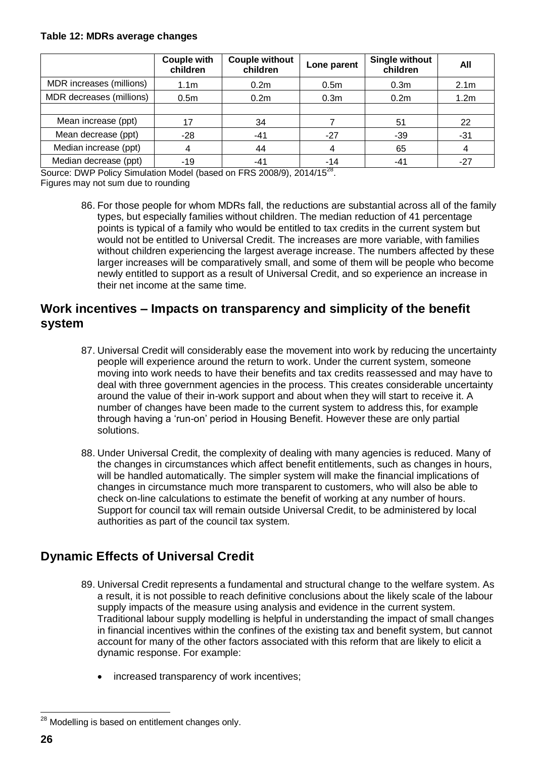**Table 12: MDRs average changes**

| | Couple with children | Couple without children | Lone parent | Single without children | All |
|---|---|---|---|---|---|
| MDR increases (millions) | 1.1m | 0.2m | 0.5m | 0.3m | 2.1m |
| MDR decreases (millions) | 0.5m | 0.2m | 0.3m | 0.2m | 1.2m |
| | | | | | |
| Mean increase (ppt) | 17 | 34 | 7 | 51 | 22 |
| Mean decrease (ppt) | -28 | -41 | -27 | -39 | -31 |
| Median increase (ppt) | 4 | 44 | 4 | 65 | 4 |
| Median decrease (ppt) | -19 | -41 | -14 | -41 | -27 |

Source: DWP Policy Simulation Model (based on FRS 2008/9), 2014/15[28].
Figures may not sum due to rounding

86. For those people for whom MDRs fall, the reductions are substantial across all of the family types, but especially families without children. The median reduction of 41 percentage points is typical of a family who would be entitled to tax credits in the current system but would not be entitled to Universal Credit. The increases are more variable, with families without children experiencing the largest average increase. The numbers affected by these larger increases will be comparatively small, and some of them will be people who become newly entitled to support as a result of Universal Credit, and so experience an increase in their net income at the same time.

## Work incentives – Impacts on transparency and simplicity of the benefit system

87. Universal Credit will considerably ease the movement into work by reducing the uncertainty people will experience around the return to work. Under the current system, someone moving into work needs to have their benefits and tax credits reassessed and may have to deal with three government agencies in the process. This creates considerable uncertainty around the value of their in-work support and about when they will start to receive it. A number of changes have been made to the current system to address this, for example through having a 'run-on' period in Housing Benefit. However these are only partial solutions.

88. Under Universal Credit, the complexity of dealing with many agencies is reduced. Many of the changes in circumstances which affect benefit entitlements, such as changes in hours, will be handled automatically. The simpler system will make the financial implications of changes in circumstance much more transparent to customers, who will also be able to check on-line calculations to estimate the benefit of working at any number of hours. Support for council tax will remain outside Universal Credit, to be administered by local authorities as part of the council tax system.

## Dynamic Effects of Universal Credit

89. Universal Credit represents a fundamental and structural change to the welfare system. As a result, it is not possible to reach definitive conclusions about the likely scale of the labour supply impacts of the measure using analysis and evidence in the current system. Traditional labour supply modelling is helpful in understanding the impact of small changes in financial incentives within the confines of the existing tax and benefit system, but cannot account for many of the other factors associated with this reform that are likely to elicit a dynamic response. For example:

- increased transparency of work incentives;

[28] Modelling is based on entitlement changes only.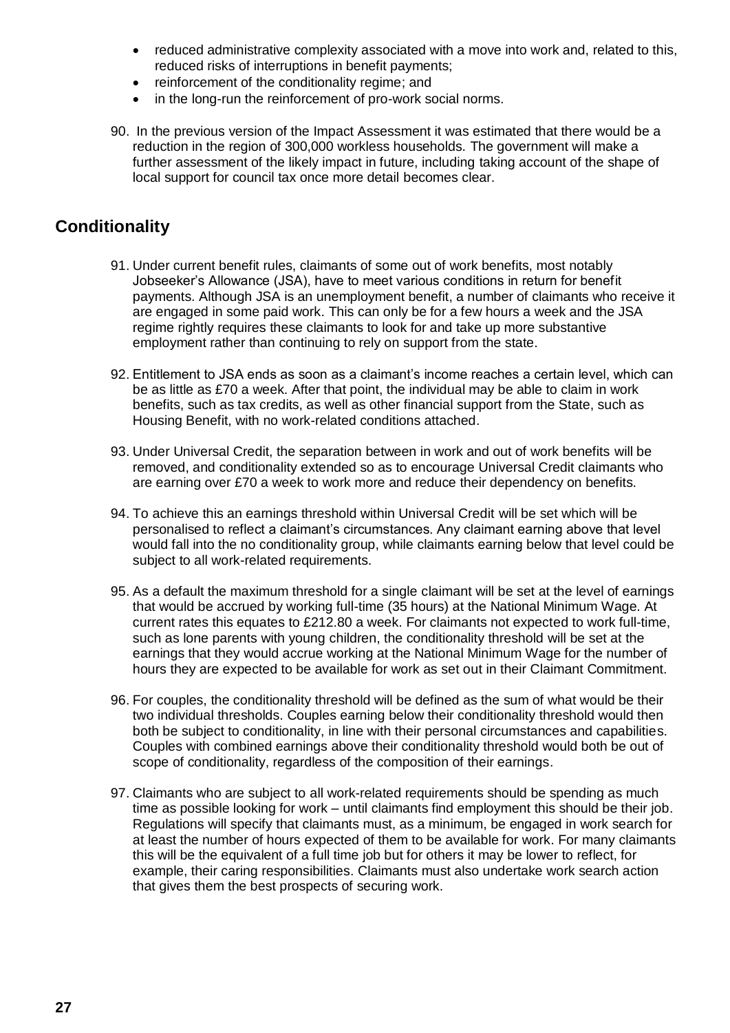- reduced administrative complexity associated with a move into work and, related to this, reduced risks of interruptions in benefit payments;
- reinforcement of the conditionality regime; and
- in the long-run the reinforcement of pro-work social norms.

90. In the previous version of the Impact Assessment it was estimated that there would be a reduction in the region of 300,000 workless households. The government will make a further assessment of the likely impact in future, including taking account of the shape of local support for council tax once more detail becomes clear.

## Conditionality

91. Under current benefit rules, claimants of some out of work benefits, most notably Jobseeker's Allowance (JSA), have to meet various conditions in return for benefit payments. Although JSA is an unemployment benefit, a number of claimants who receive it are engaged in some paid work. This can only be for a few hours a week and the JSA regime rightly requires these claimants to look for and take up more substantive employment rather than continuing to rely on support from the state.

92. Entitlement to JSA ends as soon as a claimant's income reaches a certain level, which can be as little as £70 a week. After that point, the individual may be able to claim in work benefits, such as tax credits, as well as other financial support from the State, such as Housing Benefit, with no work-related conditions attached.

93. Under Universal Credit, the separation between in work and out of work benefits will be removed, and conditionality extended so as to encourage Universal Credit claimants who are earning over £70 a week to work more and reduce their dependency on benefits.

94. To achieve this an earnings threshold within Universal Credit will be set which will be personalised to reflect a claimant's circumstances. Any claimant earning above that level would fall into the no conditionality group, while claimants earning below that level could be subject to all work-related requirements.

95. As a default the maximum threshold for a single claimant will be set at the level of earnings that would be accrued by working full-time (35 hours) at the National Minimum Wage. At current rates this equates to £212.80 a week. For claimants not expected to work full-time, such as lone parents with young children, the conditionality threshold will be set at the earnings that they would accrue working at the National Minimum Wage for the number of hours they are expected to be available for work as set out in their Claimant Commitment.

96. For couples, the conditionality threshold will be defined as the sum of what would be their two individual thresholds. Couples earning below their conditionality threshold would then both be subject to conditionality, in line with their personal circumstances and capabilities. Couples with combined earnings above their conditionality threshold would both be out of scope of conditionality, regardless of the composition of their earnings.

97. Claimants who are subject to all work-related requirements should be spending as much time as possible looking for work – until claimants find employment this should be their job. Regulations will specify that claimants must, as a minimum, be engaged in work search for at least the number of hours expected of them to be available for work. For many claimants this will be the equivalent of a full time job but for others it may be lower to reflect, for example, their caring responsibilities. Claimants must also undertake work search action that gives them the best prospects of securing work.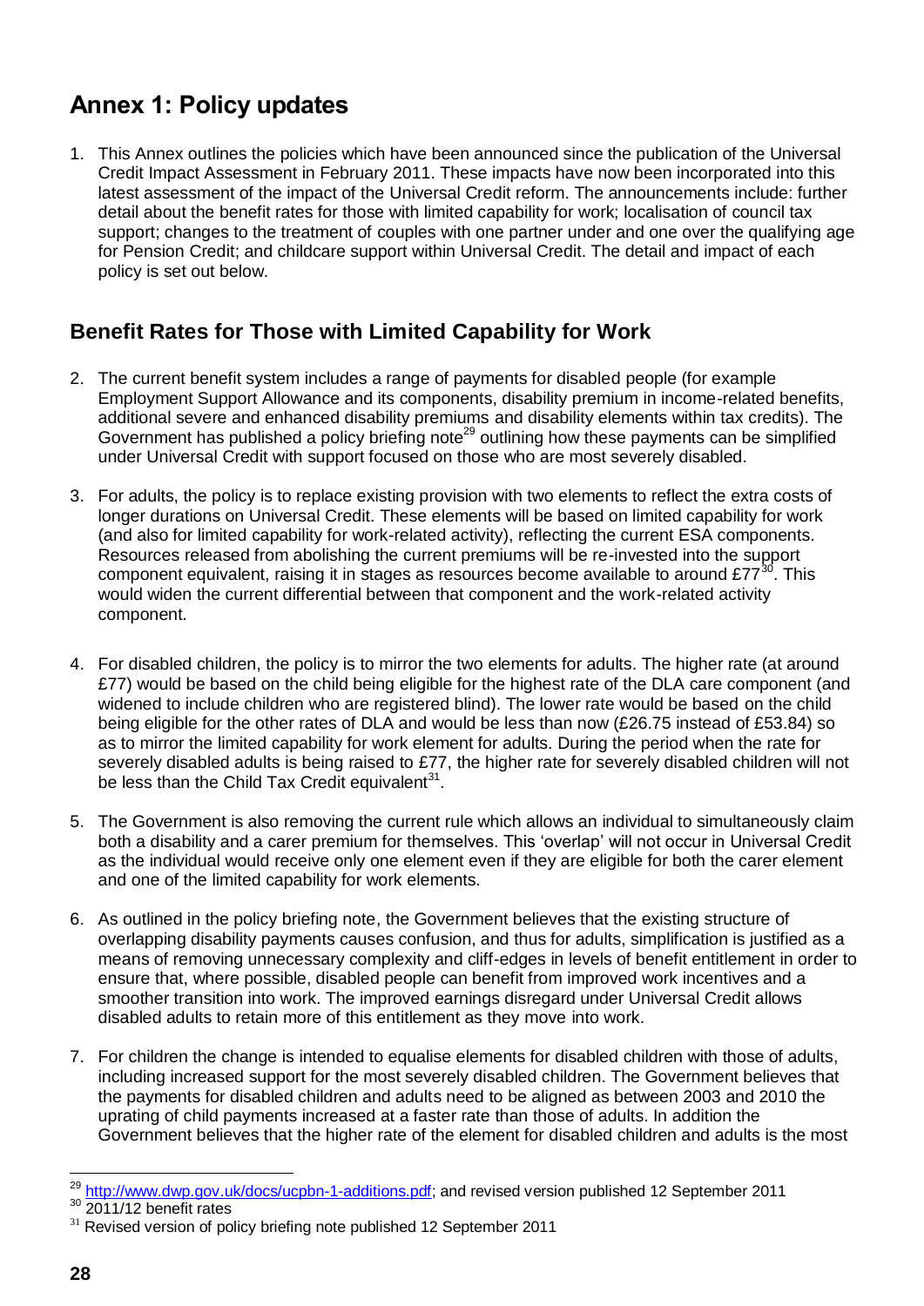# Annex 1: Policy updates

1. This Annex outlines the policies which have been announced since the publication of the Universal Credit Impact Assessment in February 2011. These impacts have now been incorporated into this latest assessment of the impact of the Universal Credit reform. The announcements include: further detail about the benefit rates for those with limited capability for work; localisation of council tax support; changes to the treatment of couples with one partner under and one over the qualifying age for Pension Credit; and childcare support within Universal Credit. The detail and impact of each policy is set out below.

## Benefit Rates for Those with Limited Capability for Work

2. The current benefit system includes a range of payments for disabled people (for example Employment Support Allowance and its components, disability premium in income-related benefits, additional severe and enhanced disability premiums and disability elements within tax credits). The Government has published a policy briefing note[29] outlining how these payments can be simplified under Universal Credit with support focused on those who are most severely disabled.

3. For adults, the policy is to replace existing provision with two elements to reflect the extra costs of longer durations on Universal Credit. These elements will be based on limited capability for work (and also for limited capability for work-related activity), reflecting the current ESA components. Resources released from abolishing the current premiums will be re-invested into the support component equivalent, raising it in stages as resources become available to around £77[30]. This would widen the current differential between that component and the work-related activity component.

4. For disabled children, the policy is to mirror the two elements for adults. The higher rate (at around £77) would be based on the child being eligible for the highest rate of the DLA care component (and widened to include children who are registered blind). The lower rate would be based on the child being eligible for the other rates of DLA and would be less than now (£26.75 instead of £53.84) so as to mirror the limited capability for work element for adults. During the period when the rate for severely disabled adults is being raised to £77, the higher rate for severely disabled children will not be less than the Child Tax Credit equivalent[31].

5. The Government is also removing the current rule which allows an individual to simultaneously claim both a disability and a carer premium for themselves. This 'overlap' will not occur in Universal Credit as the individual would receive only one element even if they are eligible for both the carer element and one of the limited capability for work elements.

6. As outlined in the policy briefing note, the Government believes that the existing structure of overlapping disability payments causes confusion, and thus for adults, simplification is justified as a means of removing unnecessary complexity and cliff-edges in levels of benefit entitlement in order to ensure that, where possible, disabled people can benefit from improved work incentives and a smoother transition into work. The improved earnings disregard under Universal Credit allows disabled adults to retain more of this entitlement as they move into work.

7. For children the change is intended to equalise elements for disabled children with those of adults, including increased support for the most severely disabled children. The Government believes that the payments for disabled children and adults need to be aligned as between 2003 and 2010 the uprating of child payments increased at a faster rate than those of adults. In addition the Government believes that the higher rate of the element for disabled children and adults is the most

---

[29] http://www.dwp.gov.uk/docs/ucpbn-1-additions.pdf; and revised version published 12 September 2011

[30] 2011/12 benefit rates

[31] Revised version of policy briefing note published 12 September 2011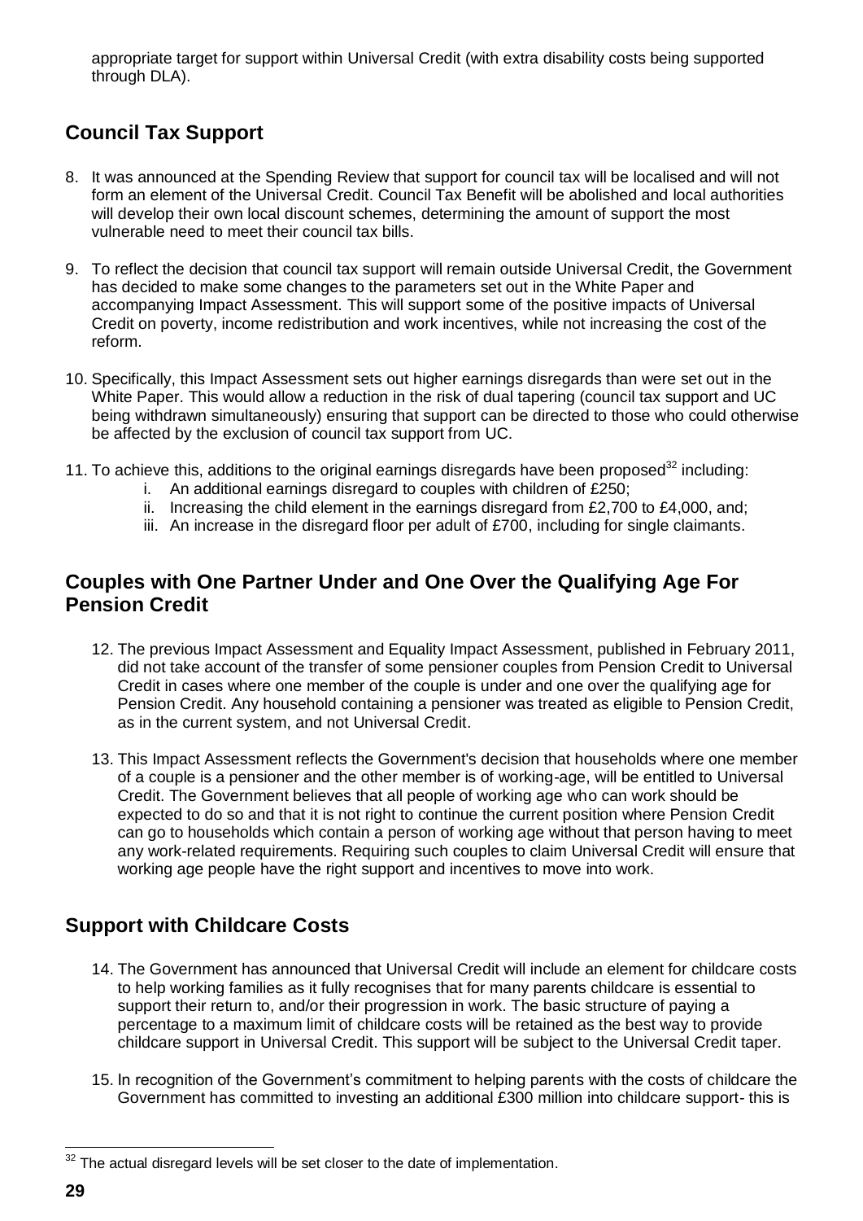appropriate target for support within Universal Credit (with extra disability costs being supported through DLA).

## Council Tax Support

8. It was announced at the Spending Review that support for council tax will be localised and will not form an element of the Universal Credit. Council Tax Benefit will be abolished and local authorities will develop their own local discount schemes, determining the amount of support the most vulnerable need to meet their council tax bills.

9. To reflect the decision that council tax support will remain outside Universal Credit, the Government has decided to make some changes to the parameters set out in the White Paper and accompanying Impact Assessment. This will support some of the positive impacts of Universal Credit on poverty, income redistribution and work incentives, while not increasing the cost of the reform.

10. Specifically, this Impact Assessment sets out higher earnings disregards than were set out in the White Paper. This would allow a reduction in the risk of dual tapering (council tax support and UC being withdrawn simultaneously) ensuring that support can be directed to those who could otherwise be affected by the exclusion of council tax support from UC.

11. To achieve this, additions to the original earnings disregards have been proposed[32] including:
    i. An additional earnings disregard to couples with children of £250;
    ii. Increasing the child element in the earnings disregard from £2,700 to £4,000, and;
    iii. An increase in the disregard floor per adult of £700, including for single claimants.

## Couples with One Partner Under and One Over the Qualifying Age For Pension Credit

12. The previous Impact Assessment and Equality Impact Assessment, published in February 2011, did not take account of the transfer of some pensioner couples from Pension Credit to Universal Credit in cases where one member of the couple is under and one over the qualifying age for Pension Credit. Any household containing a pensioner was treated as eligible to Pension Credit, as in the current system, and not Universal Credit.

13. This Impact Assessment reflects the Government's decision that households where one member of a couple is a pensioner and the other member is of working-age, will be entitled to Universal Credit. The Government believes that all people of working age who can work should be expected to do so and that it is not right to continue the current position where Pension Credit can go to households which contain a person of working age without that person having to meet any work-related requirements. Requiring such couples to claim Universal Credit will ensure that working age people have the right support and incentives to move into work.

## Support with Childcare Costs

14. The Government has announced that Universal Credit will include an element for childcare costs to help working families as it fully recognises that for many parents childcare is essential to support their return to, and/or their progression in work. The basic structure of paying a percentage to a maximum limit of childcare costs will be retained as the best way to provide childcare support in Universal Credit. This support will be subject to the Universal Credit taper.

15. In recognition of the Government's commitment to helping parents with the costs of childcare the Government has committed to investing an additional £300 million into childcare support- this is

[32] The actual disregard levels will be set closer to the date of implementation.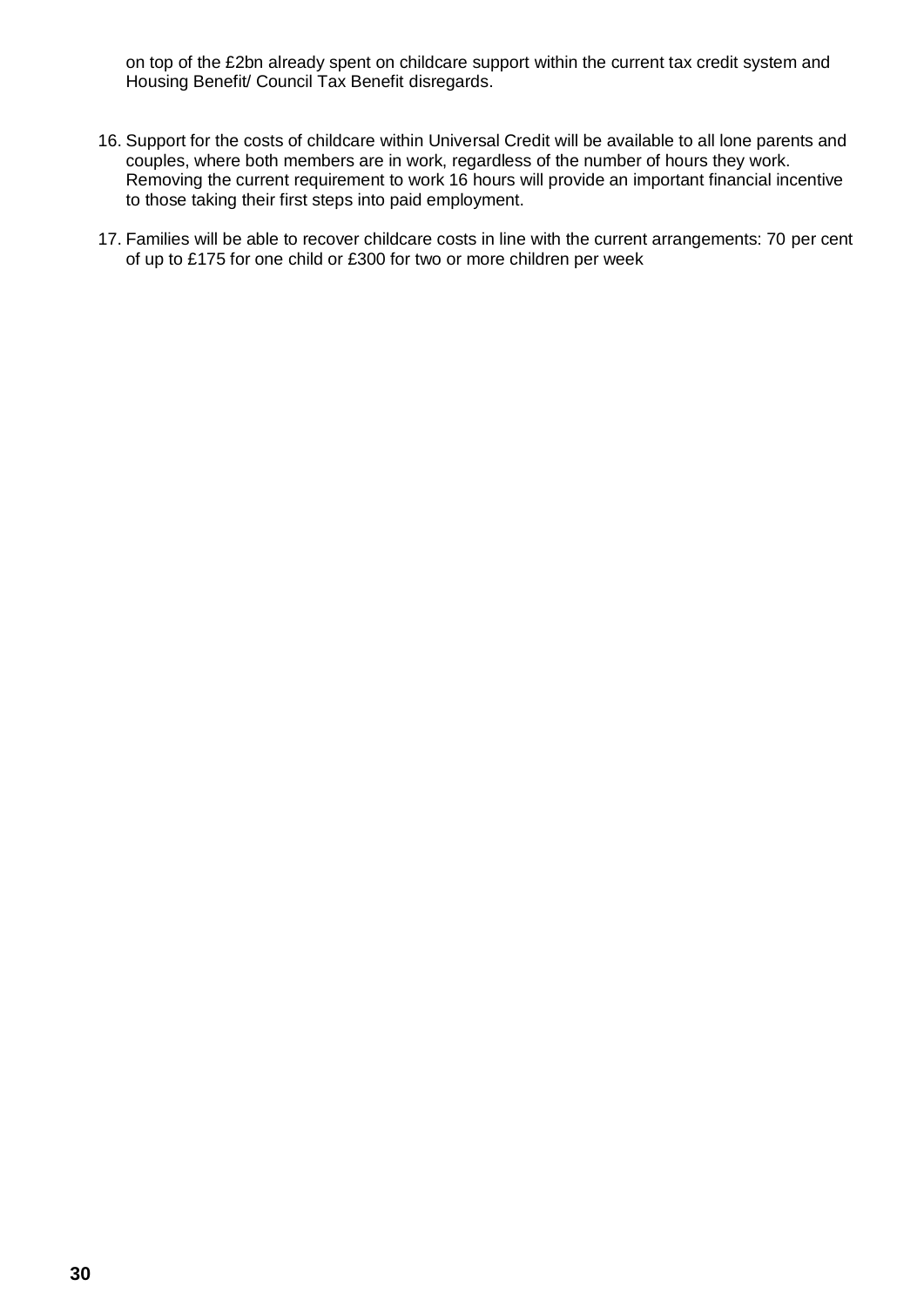on top of the £2bn already spent on childcare support within the current tax credit system and Housing Benefit/ Council Tax Benefit disregards.

16. Support for the costs of childcare within Universal Credit will be available to all lone parents and couples, where both members are in work, regardless of the number of hours they work. Removing the current requirement to work 16 hours will provide an important financial incentive to those taking their first steps into paid employment.

17. Families will be able to recover childcare costs in line with the current arrangements: 70 per cent of up to £175 for one child or £300 for two or more children per week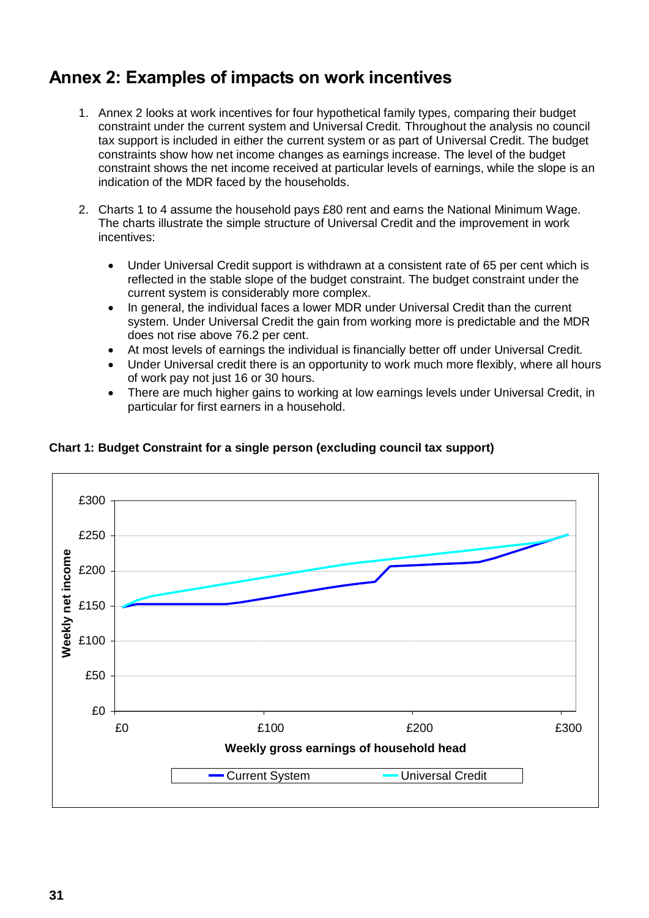# Annex 2: Examples of impacts on work incentives

1. Annex 2 looks at work incentives for four hypothetical family types, comparing their budget constraint under the current system and Universal Credit. Throughout the analysis no council tax support is included in either the current system or as part of Universal Credit. The budget constraints show how net income changes as earnings increase. The level of the budget constraint shows the net income received at particular levels of earnings, while the slope is an indication of the MDR faced by the households.

2. Charts 1 to 4 assume the household pays £80 rent and earns the National Minimum Wage. The charts illustrate the simple structure of Universal Credit and the improvement in work incentives:

   - Under Universal Credit support is withdrawn at a consistent rate of 65 per cent which is reflected in the stable slope of the budget constraint. The budget constraint under the current system is considerably more complex.
   - In general, the individual faces a lower MDR under Universal Credit than the current system. Under Universal Credit the gain from working more is predictable and the MDR does not rise above 76.2 per cent.
   - At most levels of earnings the individual is financially better off under Universal Credit.
   - Under Universal credit there is an opportunity to work much more flexibly, where all hours of work pay not just 16 or 30 hours.
   - There are much higher gains to working at low earnings levels under Universal Credit, in particular for first earners in a household.

**Chart 1: Budget Constraint for a single person (excluding council tax support)**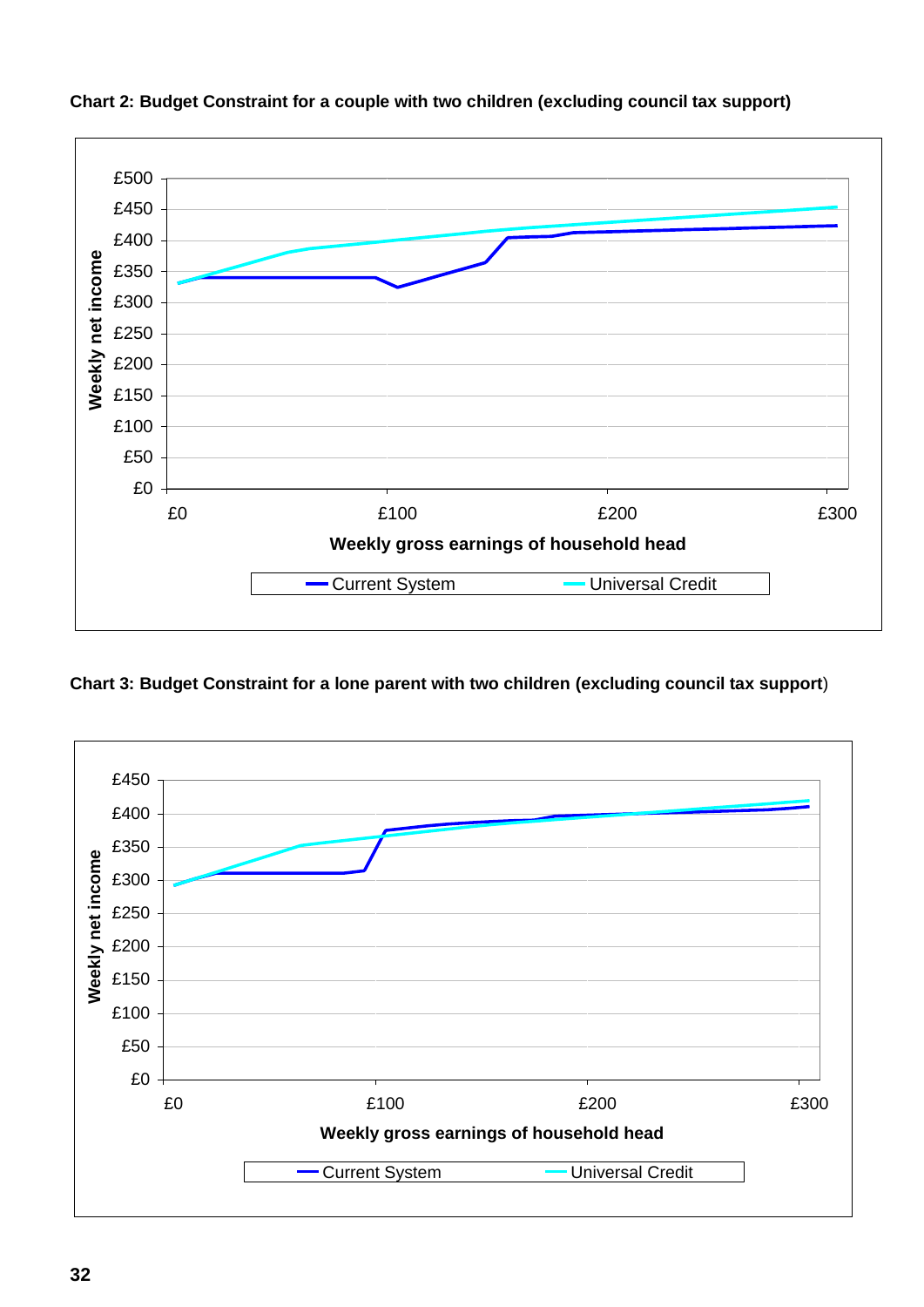**Chart 2: Budget Constraint for a couple with two children (excluding council tax support)**

**Chart 3: Budget Constraint for a lone parent with two children (excluding council tax support)**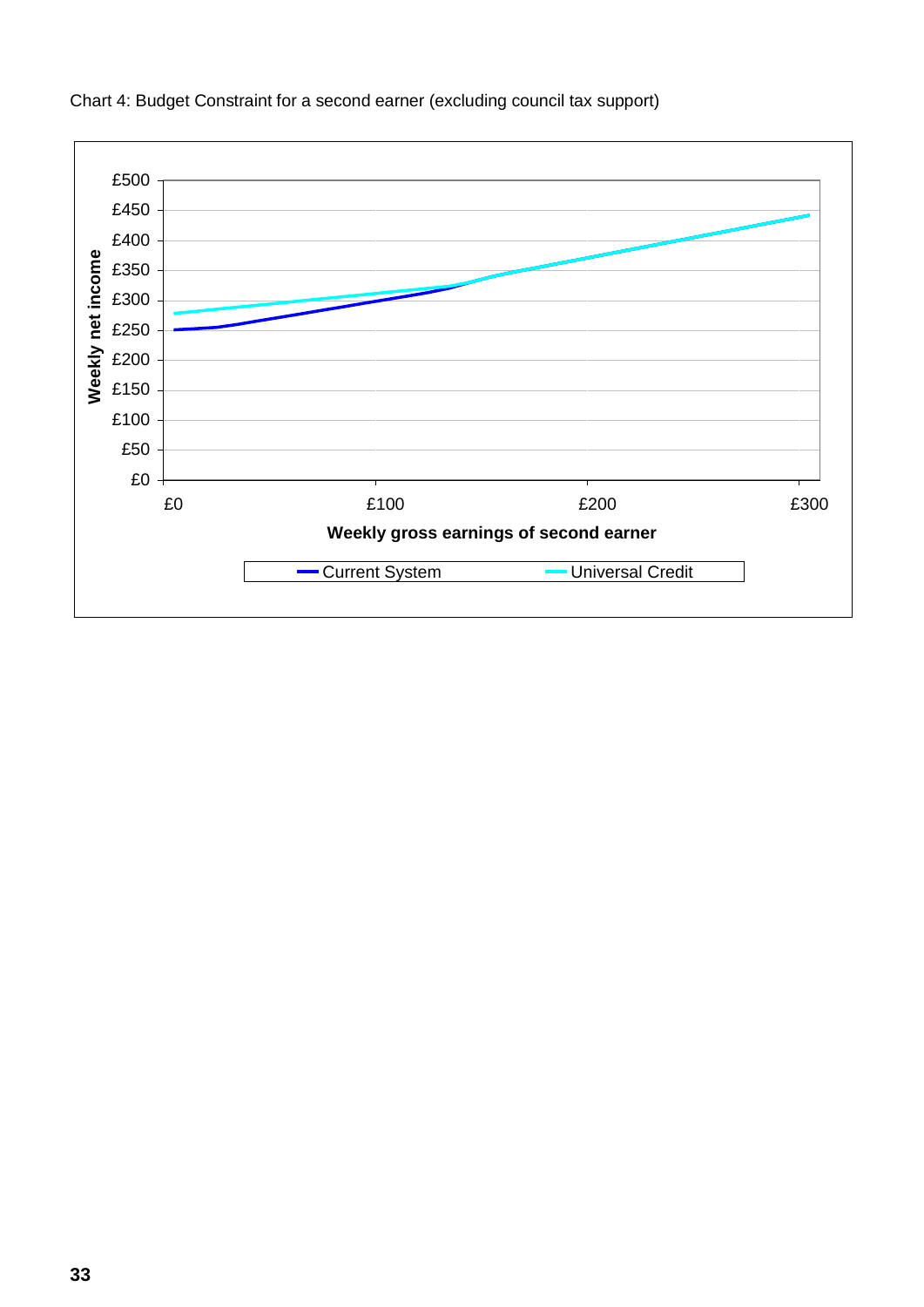Chart 4: Budget Constraint for a second earner (excluding council tax support)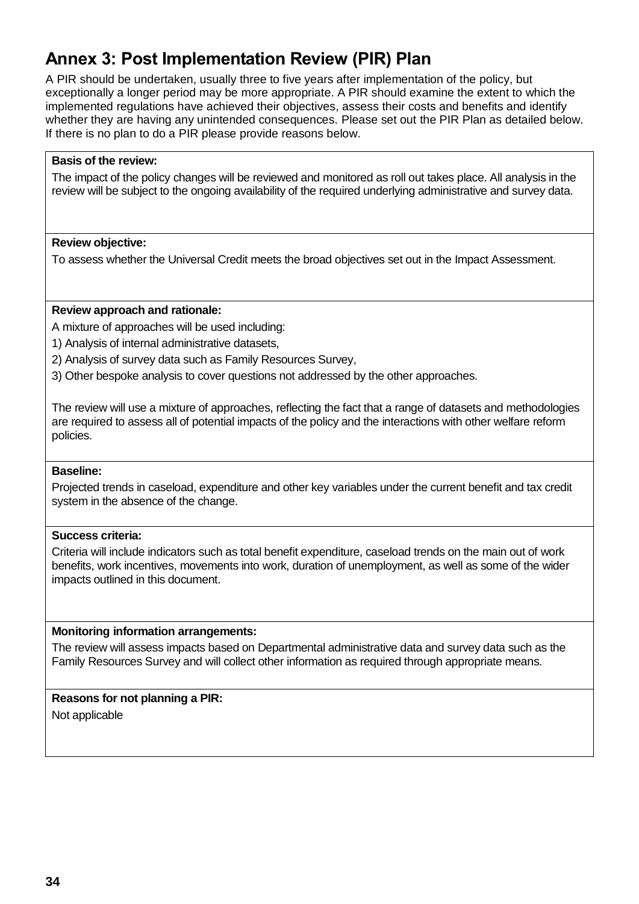## Annex 3: Post Implementation Review (PIR) Plan

A PIR should be undertaken, usually three to five years after implementation of the policy, but exceptionally a longer period may be more appropriate. A PIR should examine the extent to which the implemented regulations have achieved their objectives, assess their costs and benefits and identify whether they are having any unintended consequences. Please set out the PIR Plan as detailed below. If there is no plan to do a PIR please provide reasons below.

**Basis of the review:**

The impact of the policy changes will be reviewed and monitored as roll out takes place. All analysis in the review will be subject to the ongoing availability of the required underlying administrative and survey data.

**Review objective:**

To assess whether the Universal Credit meets the broad objectives set out in the Impact Assessment.

**Review approach and rationale:**

A mixture of approaches will be used including:

1) Analysis of internal administrative datasets,

2) Analysis of survey data such as Family Resources Survey,

3) Other bespoke analysis to cover questions not addressed by the other approaches.

The review will use a mixture of approaches, reflecting the fact that a range of datasets and methodologies are required to assess all of potential impacts of the policy and the interactions with other welfare reform policies.

**Baseline:**

Projected trends in caseload, expenditure and other key variables under the current benefit and tax credit system in the absence of the change.

**Success criteria:**

Criteria will include indicators such as total benefit expenditure, caseload trends on the main out of work benefits, work incentives, movements into work, duration of unemployment, as well as some of the wider impacts outlined in this document.

**Monitoring information arrangements:**

The review will assess impacts based on Departmental administrative data and survey data such as the Family Resources Survey and will collect other information as required through appropriate means.

**Reasons for not planning a PIR:**

Not applicable